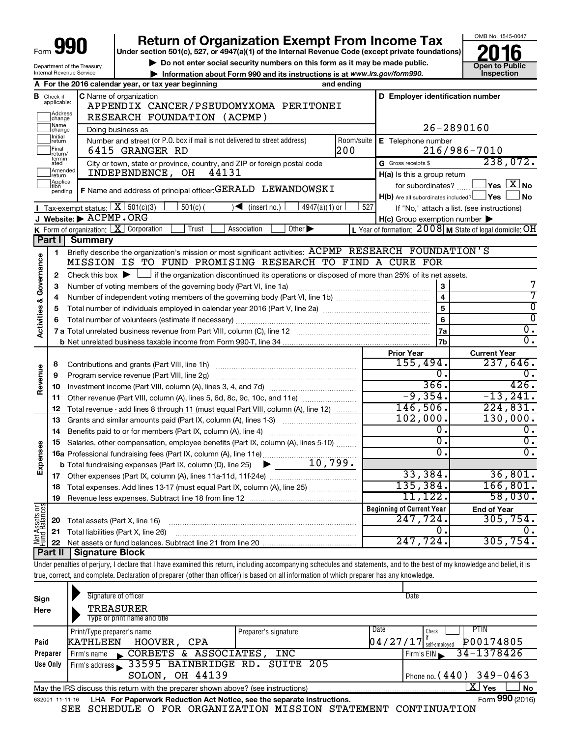# Form 990 — Return of Organization Exempt From Income Tax (2016)

Under section 501(c), 527, or 4947(a)(1) of the Internal Revenue Code (except private foundations)

▶ Do not enter social security numbers on this form as it may be made public.

▶ Information about Form 990 and its instructions is at www.irs.gov/form990.

OMB No. 1545-0047 — **Open to Public Inspection**

Department of the Treasury, Internal Revenue Service

**A** For the 2016 calendar year, or tax year beginning ______ and ending ______

**B** Check if applicable: Address change / Name change / Initial return / Final return/terminated / Amended return / Application pending

**C** Name of organization: APPENDIX CANCER/PSEUDOMYXOMA PERITONEI RESEARCH FOUNDATION (ACPMP)

Doing business as

Number and street (or P.O. box if mail is not delivered to street address): 6415 GRANGER RD — Room/suite: 200

City or town, state or province, country, and ZIP or foreign postal code: INDEPENDENCE, OH 44131

**D** Employer identification number: 26-2890160

**E** Telephone number: 216/986-7010

**G** Gross receipts $ 238,072.

**F** Name and address of principal officer: GERALD LEWANDOWSKI

**H(a)** Is this a group return for subordinates? ☐ Yes ☒ No

**H(b)** Are all subordinates included? ☐ Yes ☐ No — If "No," attach a list. (see instructions)

**H(c)** Group exemption number ▶

**I** Tax-exempt status: ☒ 501(c)(3) ☐ 501(c) ( ) ◀ (insert no.) ☐ 4947(a)(1) or ☐ 527

**J** Website: ▶ ACPMP.ORG

**K** Form of organization: ☒ Corporation ☐ Trust ☐ Association ☐ Other ▶

**L** Year of formation: 2008 **M** State of legal domicile: OH

## Part I Summary

**Activities & Governance**

1. Briefly describe the organization's mission or most significant activities: ACPMP RESEARCH FOUNDATION'S MISSION IS TO FUND PROMISING RESEARCH TO FIND A CURE FOR
2. Check this box ▶ ☐ if the organization discontinued its operations or disposed of more than 25% of its net assets.

| Line | Description | | Value |
|---|---|---|---|
| 3 | Number of voting members of the governing body (Part VI, line 1a) | 3 | 7 |
| 4 | Number of independent voting members of the governing body (Part VI, line 1b) | 4 | 7 |
| 5 | Total number of individuals employed in calendar year 2016 (Part V, line 2a) | 5 | 0 |
| 6 | Total number of volunteers (estimate if necessary) | 6 | 0 |
| 7a | Total unrelated business revenue from Part VIII, column (C), line 12 | 7a | 0. |
| 7b | Net unrelated business taxable income from Form 990-T, line 34 | 7b | 0. |

| | Line | Description | Prior Year | Current Year |
|---|---|---|---|---|
| Revenue | 8 | Contributions and grants (Part VIII, line 1h) | 155,494. | 237,646. |
| | 9 | Program service revenue (Part VIII, line 2g) | 0. | 0. |
| | 10 | Investment income (Part VIII, column (A), lines 3, 4, and 7d) | 366. | 426. |
| | 11 | Other revenue (Part VIII, column (A), lines 5, 6d, 8c, 9c, 10c, and 11e) | -9,354. | -13,241. |
| | 12 | Total revenue - add lines 8 through 11 (must equal Part VIII, column (A), line 12) | 146,506. | 224,831. |
| Expenses | 13 | Grants and similar amounts paid (Part IX, column (A), lines 1-3) | 102,000. | 130,000. |
| | 14 | Benefits paid to or for members (Part IX, column (A), line 4) | 0. | 0. |
| | 15 | Salaries, other compensation, employee benefits (Part IX, column (A), lines 5-10) | 0. | 0. |
| | 16a | Professional fundraising fees (Part IX, column (A), line 11e) | 0. | 0. |
| | b | Total fundraising expenses (Part IX, column (D), line 25) ▶ 10,799. | | |
| | 17 | Other expenses (Part IX, column (A), lines 11a-11d, 11f-24e) | 33,384. | 36,801. |
| | 18 | Total expenses. Add lines 13-17 (must equal Part IX, column (A), line 25) | 135,384. | 166,801. |
| | 19 | Revenue less expenses. Subtract line 18 from line 12 | 11,122. | 58,030. |

| | Line | Description | Beginning of Current Year | End of Year |
|---|---|---|---|---|
| Net Assets or Fund Balances | 20 | Total assets (Part X, line 16) | 247,724. | 305,754. |
| | 21 | Total liabilities (Part X, line 26) | 0. | 0. |
| | 22 | Net assets or fund balances. Subtract line 21 from line 20 | 247,724. | 305,754. |

## Part II Signature Block

Under penalties of perjury, I declare that I have examined this return, including accompanying schedules and statements, and to the best of my knowledge and belief, it is true, correct, and complete. Declaration of preparer (other than officer) is based on all information of which preparer has any knowledge.

**Sign Here**

Signature of officer — Date

TREASURER

Type or print name and title

**Paid Preparer Use Only**

| Print/Type preparer's name | Preparer's signature | Date | Check if self-employed | PTIN |
|---|---|---|---|---|
| KATHLEEN HOOVER, CPA | | 04/27/17 | ☐ | P00174805 |

Firm's name ▶ CORBETS & ASSOCIATES, INC — Firm's EIN ▶ 34-1378426

Firm's address ▶ 33595 BAINBRIDGE RD. SUITE 205, SOLON, OH 44139 — Phone no. (440) 349-0463

May the IRS discuss this return with the preparer shown above? (see instructions) ☒ Yes ☐ No

632001 11-11-16 LHA For Paperwork Reduction Act Notice, see the separate instructions. Form **990** (2016)

SEE SCHEDULE O FOR ORGANIZATION MISSION STATEMENT CONTINUATION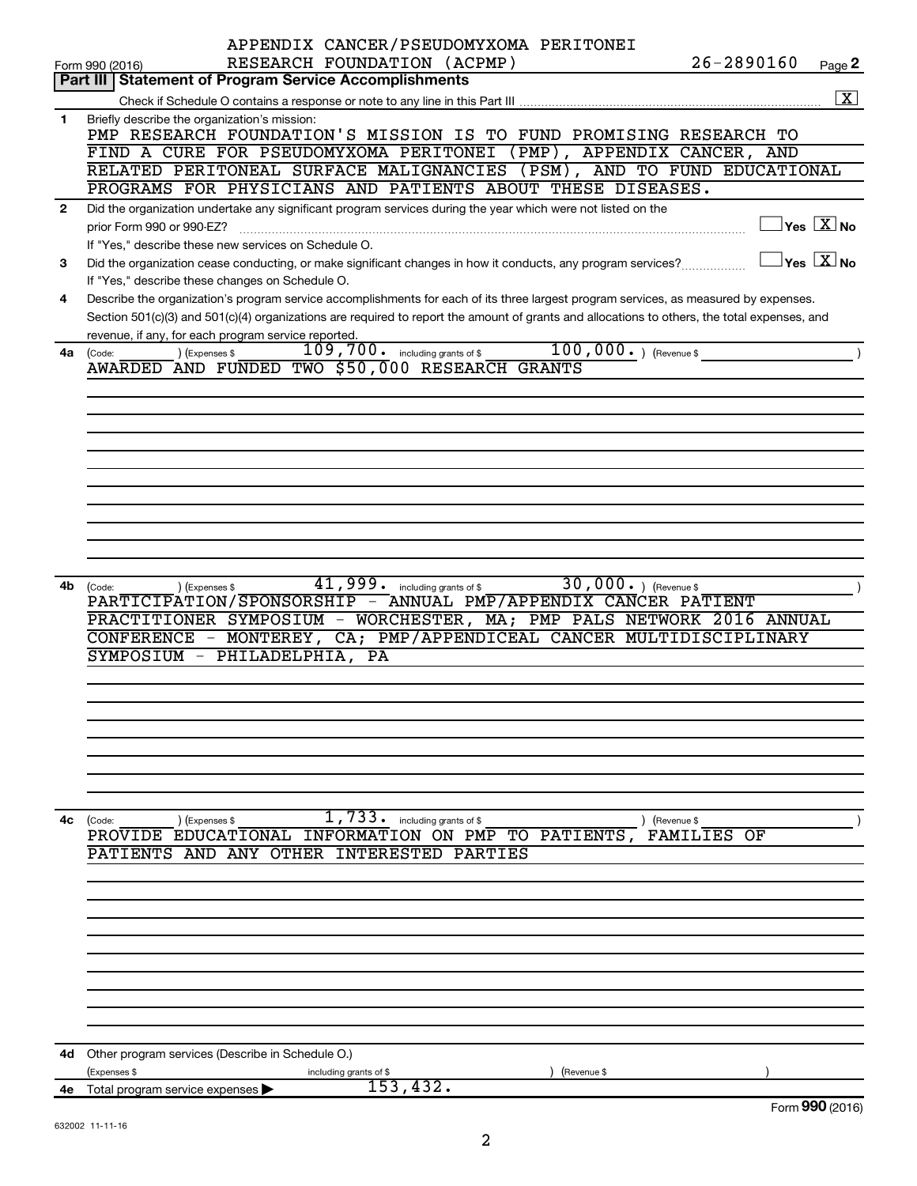APPENDIX CANCER/PSEUDOMYXOMA PERITONEI RESEARCH FOUNDATION (ACPMP) 26-2890160

Form 990 (2016) Page **2**

## Part III | Statement of Program Service Accomplishments

Check if Schedule O contains a response or note to any line in this Part III .......... [X]

**1** Briefly describe the organization's mission:

PMP RESEARCH FOUNDATION'S MISSION IS TO FUND PROMISING RESEARCH TO FIND A CURE FOR PSEUDOMYXOMA PERITONEI (PMP), APPENDIX CANCER, AND RELATED PERITONEAL SURFACE MALIGNANCIES (PSM), AND TO FUND EDUCATIONAL PROGRAMS FOR PHYSICIANS AND PATIENTS ABOUT THESE DISEASES.

**2** Did the organization undertake any significant program services during the year which were not listed on the prior Form 990 or 990-EZ? .......... [ ] Yes [X] No

If "Yes," describe these new services on Schedule O.

**3** Did the organization cease conducting, or make significant changes in how it conducts, any program services? .......... [ ] Yes [X] No

If "Yes," describe these changes on Schedule O.

**4** Describe the organization's program service accomplishments for each of its three largest program services, as measured by expenses. Section 501(c)(3) and 501(c)(4) organizations are required to report the amount of grants and allocations to others, the total expenses, and revenue, if any, for each program service reported.

**4a** (Code: ) (Expenses $ 109,700. including grants of $ 100,000. ) (Revenue $ )

AWARDED AND FUNDED TWO $50,000 RESEARCH GRANTS

**4b** (Code: ) (Expenses $ 41,999. including grants of $ 30,000. ) (Revenue $ )

PARTICIPATION/SPONSORSHIP - ANNUAL PMP/APPENDIX CANCER PATIENT PRACTITIONER SYMPOSIUM - WORCHESTER, MA; PMP PALS NETWORK 2016 ANNUAL CONFERENCE - MONTEREY, CA; PMP/APPENDICEAL CANCER MULTIDISCIPLINARY SYMPOSIUM - PHILADELPHIA, PA

**4c** (Code: ) (Expenses $ 1,733. including grants of $ ) (Revenue $ )

PROVIDE EDUCATIONAL INFORMATION ON PMP TO PATIENTS, FAMILIES OF PATIENTS AND ANY OTHER INTERESTED PARTIES

**4d** Other program services (Describe in Schedule O.)

(Expenses $ including grants of $ ) (Revenue $ )

**4e** Total program service expenses ▶ 153,432.

Form **990** (2016)

632002 11-11-16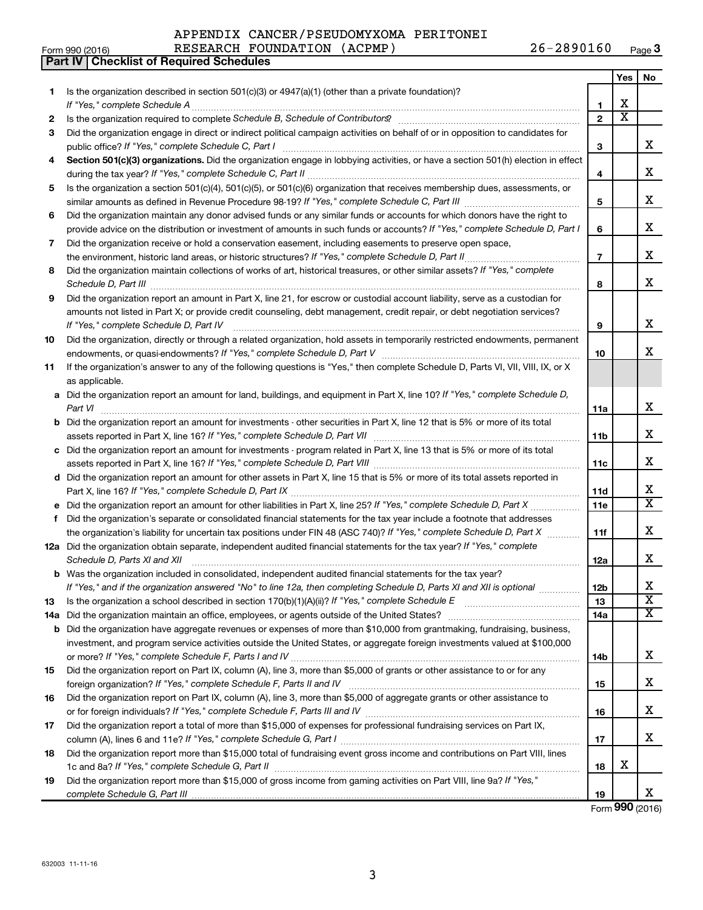APPENDIX CANCER/PSEUDOMYXOMA PERITONEI RESEARCH FOUNDATION (ACPMP) 26-2890160

Form 990 (2016) Page 3

**Part IV | Checklist of Required Schedules**

| | | | Yes | No |
|---|---|---|---|---|
| 1 | Is the organization described in section 501(c)(3) or 4947(a)(1) (other than a private foundation)? *If "Yes," complete Schedule A* | 1 | X | |
| 2 | Is the organization required to complete *Schedule B, Schedule of Contributors*? | 2 | X | |
| 3 | Did the organization engage in direct or indirect political campaign activities on behalf of or in opposition to candidates for public office? *If "Yes," complete Schedule C, Part I* | 3 | | X |
| 4 | **Section 501(c)(3) organizations.** Did the organization engage in lobbying activities, or have a section 501(h) election in effect during the tax year? *If "Yes," complete Schedule C, Part II* | 4 | | X |
| 5 | Is the organization a section 501(c)(4), 501(c)(5), or 501(c)(6) organization that receives membership dues, assessments, or similar amounts as defined in Revenue Procedure 98-19? *If "Yes," complete Schedule C, Part III* | 5 | | X |
| 6 | Did the organization maintain any donor advised funds or any similar funds or accounts for which donors have the right to provide advice on the distribution or investment of amounts in such funds or accounts? *If "Yes," complete Schedule D, Part I* | 6 | | X |
| 7 | Did the organization receive or hold a conservation easement, including easements to preserve open space, the environment, historic land areas, or historic structures? *If "Yes," complete Schedule D, Part II* | 7 | | X |
| 8 | Did the organization maintain collections of works of art, historical treasures, or other similar assets? *If "Yes," complete Schedule D, Part III* | 8 | | X |
| 9 | Did the organization report an amount in Part X, line 21, for escrow or custodial account liability, serve as a custodian for amounts not listed in Part X; or provide credit counseling, debt management, credit repair, or debt negotiation services? *If "Yes," complete Schedule D, Part IV* | 9 | | X |
| 10 | Did the organization, directly or through a related organization, hold assets in temporarily restricted endowments, permanent endowments, or quasi-endowments? *If "Yes," complete Schedule D, Part V* | 10 | | X |
| 11 | If the organization's answer to any of the following questions is "Yes," then complete Schedule D, Parts VI, VII, VIII, IX, or X as applicable. | | | |
| a | Did the organization report an amount for land, buildings, and equipment in Part X, line 10? *If "Yes," complete Schedule D, Part VI* | 11a | | X |
| b | Did the organization report an amount for investments - other securities in Part X, line 12 that is 5% or more of its total assets reported in Part X, line 16? *If "Yes," complete Schedule D, Part VII* | 11b | | X |
| c | Did the organization report an amount for investments - program related in Part X, line 13 that is 5% or more of its total assets reported in Part X, line 16? *If "Yes," complete Schedule D, Part VIII* | 11c | | X |
| d | Did the organization report an amount for other assets in Part X, line 15 that is 5% or more of its total assets reported in Part X, line 16? *If "Yes," complete Schedule D, Part IX* | 11d | | X |
| e | Did the organization report an amount for other liabilities in Part X, line 25? *If "Yes," complete Schedule D, Part X* | 11e | | X |
| f | Did the organization's separate or consolidated financial statements for the tax year include a footnote that addresses the organization's liability for uncertain tax positions under FIN 48 (ASC 740)? *If "Yes," complete Schedule D, Part X* | 11f | | X |
| 12a | Did the organization obtain separate, independent audited financial statements for the tax year? *If "Yes," complete Schedule D, Parts XI and XII* | 12a | | X |
| b | Was the organization included in consolidated, independent audited financial statements for the tax year? *If "Yes," and if the organization answered "No" to line 12a, then completing Schedule D, Parts XI and XII is optional* | 12b | | X |
| 13 | Is the organization a school described in section 170(b)(1)(A)(ii)? *If "Yes," complete Schedule E* | 13 | | X |
| 14a | Did the organization maintain an office, employees, or agents outside of the United States? | 14a | | X |
| b | Did the organization have aggregate revenues or expenses of more than $10,000 from grantmaking, fundraising, business, investment, and program service activities outside the United States, or aggregate foreign investments valued at $100,000 or more? *If "Yes," complete Schedule F, Parts I and IV* | 14b | | X |
| 15 | Did the organization report on Part IX, column (A), line 3, more than $5,000 of grants or other assistance to or for any foreign organization? *If "Yes," complete Schedule F, Parts II and IV* | 15 | | X |
| 16 | Did the organization report on Part IX, column (A), line 3, more than $5,000 of aggregate grants or other assistance to or for foreign individuals? *If "Yes," complete Schedule F, Parts III and IV* | 16 | | X |
| 17 | Did the organization report a total of more than $15,000 of expenses for professional fundraising services on Part IX, column (A), lines 6 and 11e? *If "Yes," complete Schedule G, Part I* | 17 | | X |
| 18 | Did the organization report more than $15,000 total of fundraising event gross income and contributions on Part VIII, lines 1c and 8a? *If "Yes," complete Schedule G, Part II* | 18 | X | |
| 19 | Did the organization report more than $15,000 of gross income from gaming activities on Part VIII, line 9a? *If "Yes," complete Schedule G, Part III* | 19 | | X |

Form **990** (2016)

632003 11-11-16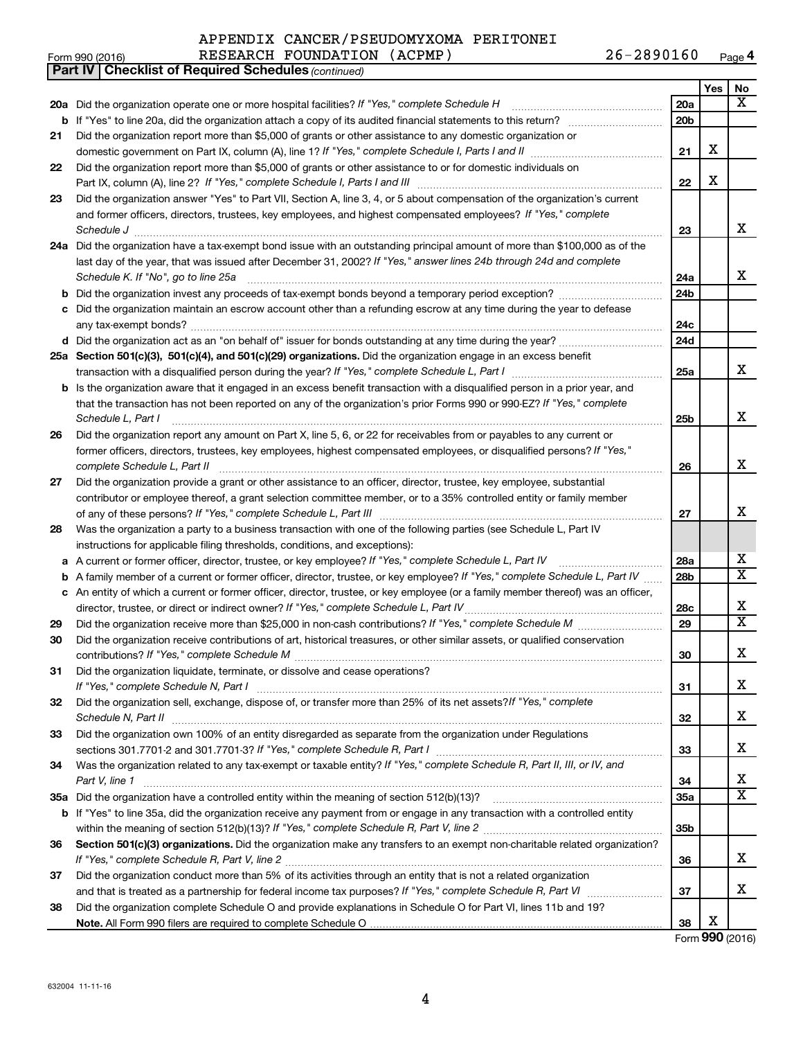APPENDIX CANCER/PSEUDOMYXOMA PERITONEI RESEARCH FOUNDATION (ACPMP) 26-2890160

Form 990 (2016) Page 4

**Part IV | Checklist of Required Schedules** *(continued)*

| | | | Yes | No |
|---|---|---|---|---|
| 20a | Did the organization operate one or more hospital facilities? *If "Yes," complete Schedule H* | 20a | | X |
| b | If "Yes" to line 20a, did the organization attach a copy of its audited financial statements to this return? | 20b | | |
| 21 | Did the organization report more than $5,000 of grants or other assistance to any domestic organization or domestic government on Part IX, column (A), line 1? *If "Yes," complete Schedule I, Parts I and II* | 21 | X | |
| 22 | Did the organization report more than $5,000 of grants or other assistance to or for domestic individuals on Part IX, column (A), line 2? *If "Yes," complete Schedule I, Parts I and III* | 22 | X | |
| 23 | Did the organization answer "Yes" to Part VII, Section A, line 3, 4, or 5 about compensation of the organization's current and former officers, directors, trustees, key employees, and highest compensated employees? *If "Yes," complete Schedule J* | 23 | | X |
| 24a | Did the organization have a tax-exempt bond issue with an outstanding principal amount of more than $100,000 as of the last day of the year, that was issued after December 31, 2002? *If "Yes," answer lines 24b through 24d and complete Schedule K. If "No", go to line 25a* | 24a | | X |
| b | Did the organization invest any proceeds of tax-exempt bonds beyond a temporary period exception? | 24b | | |
| c | Did the organization maintain an escrow account other than a refunding escrow at any time during the year to defease any tax-exempt bonds? | 24c | | |
| d | Did the organization act as an "on behalf of" issuer for bonds outstanding at any time during the year? | 24d | | |
| 25a | **Section 501(c)(3), 501(c)(4), and 501(c)(29) organizations.** Did the organization engage in an excess benefit transaction with a disqualified person during the year? *If "Yes," complete Schedule L, Part I* | 25a | | X |
| b | Is the organization aware that it engaged in an excess benefit transaction with a disqualified person in a prior year, and that the transaction has not been reported on any of the organization's prior Forms 990 or 990-EZ? *If "Yes," complete Schedule L, Part I* | 25b | | X |
| 26 | Did the organization report any amount on Part X, line 5, 6, or 22 for receivables from or payables to any current or former officers, directors, trustees, key employees, highest compensated employees, or disqualified persons? *If "Yes," complete Schedule L, Part II* | 26 | | X |
| 27 | Did the organization provide a grant or other assistance to an officer, director, trustee, key employee, substantial contributor or employee thereof, a grant selection committee member, or to a 35% controlled entity or family member of any of these persons? *If "Yes," complete Schedule L, Part III* | 27 | | X |
| 28 | Was the organization a party to a business transaction with one of the following parties (see Schedule L, Part IV instructions for applicable filing thresholds, conditions, and exceptions): | | | |
| a | A current or former officer, director, trustee, or key employee? *If "Yes," complete Schedule L, Part IV* | 28a | | X |
| b | A family member of a current or former officer, director, trustee, or key employee? *If "Yes," complete Schedule L, Part IV* | 28b | | X |
| c | An entity of which a current or former officer, director, trustee, or key employee (or a family member thereof) was an officer, director, trustee, or direct or indirect owner? *If "Yes," complete Schedule L, Part IV* | 28c | | X |
| 29 | Did the organization receive more than $25,000 in non-cash contributions? *If "Yes," complete Schedule M* | 29 | | X |
| 30 | Did the organization receive contributions of art, historical treasures, or other similar assets, or qualified conservation contributions? *If "Yes," complete Schedule M* | 30 | | X |
| 31 | Did the organization liquidate, terminate, or dissolve and cease operations? *If "Yes," complete Schedule N, Part I* | 31 | | X |
| 32 | Did the organization sell, exchange, dispose of, or transfer more than 25% of its net assets? *If "Yes," complete Schedule N, Part II* | 32 | | X |
| 33 | Did the organization own 100% of an entity disregarded as separate from the organization under Regulations sections 301.7701-2 and 301.7701-3? *If "Yes," complete Schedule R, Part I* | 33 | | X |
| 34 | Was the organization related to any tax-exempt or taxable entity? *If "Yes," complete Schedule R, Part II, III, or IV, and Part V, line 1* | 34 | | X |
| 35a | Did the organization have a controlled entity within the meaning of section 512(b)(13)? | 35a | | X |
| b | If "Yes" to line 35a, did the organization receive any payment from or engage in any transaction with a controlled entity within the meaning of section 512(b)(13)? *If "Yes," complete Schedule R, Part V, line 2* | 35b | | |
| 36 | **Section 501(c)(3) organizations.** Did the organization make any transfers to an exempt non-charitable related organization? *If "Yes," complete Schedule R, Part V, line 2* | 36 | | X |
| 37 | Did the organization conduct more than 5% of its activities through an entity that is not a related organization and that is treated as a partnership for federal income tax purposes? *If "Yes," complete Schedule R, Part VI* | 37 | | X |
| 38 | Did the organization complete Schedule O and provide explanations in Schedule O for Part VI, lines 11b and 19? **Note.** All Form 990 filers are required to complete Schedule O | 38 | X | |

Form **990** (2016)

632004 11-11-16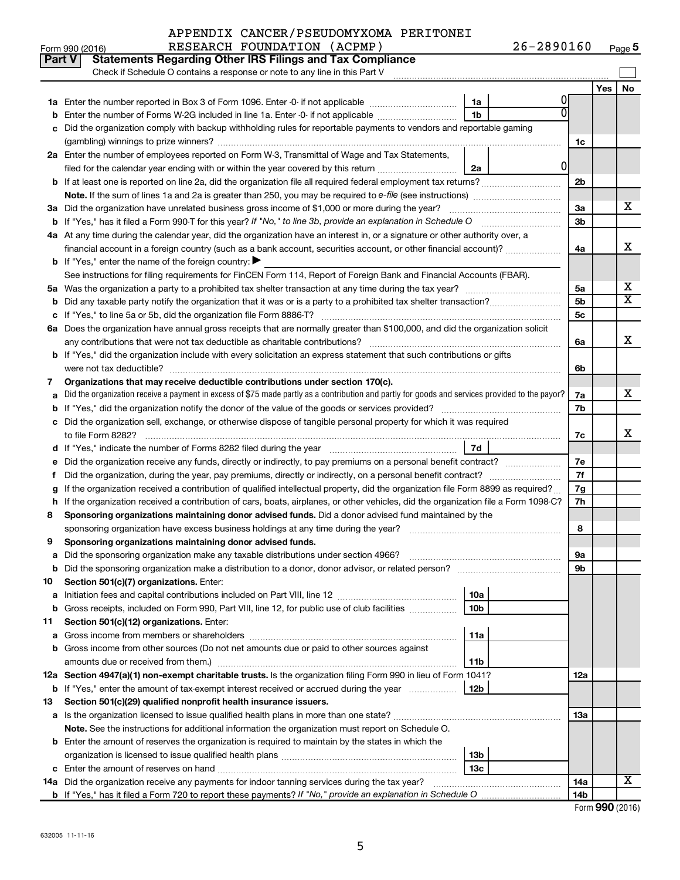APPENDIX CANCER/PSEUDOMYXOMA PERITONEI RESEARCH FOUNDATION (ACPMP) 26-2890160

Form 990 (2016) Page 5

## Part V Statements Regarding Other IRS Filings and Tax Compliance

Check if Schedule O contains a response or note to any line in this Part V

| | | | | | Yes | No |
|---|---|---|---|---|---|---|
| **1a** | Enter the number reported in Box 3 of Form 1096. Enter -0- if not applicable | 1a | 0 | | | |
| **b** | Enter the number of Forms W-2G included in line 1a. Enter -0- if not applicable | 1b | 0 | | | |
| **c** | Did the organization comply with backup withholding rules for reportable payments to vendors and reportable gaming (gambling) winnings to prize winners? | | | 1c | | |
| **2a** | Enter the number of employees reported on Form W-3, Transmittal of Wage and Tax Statements, filed for the calendar year ending with or within the year covered by this return | 2a | 0 | | | |
| **b** | If at least one is reported on line 2a, did the organization file all required federal employment tax returns? | | | 2b | | |
| | **Note.** If the sum of lines 1a and 2a is greater than 250, you may be required to *e-file* (see instructions) | | | | | |
| **3a** | Did the organization have unrelated business gross income of $1,000 or more during the year? | | | 3a | | X |
| **b** | If "Yes," has it filed a Form 990-T for this year? *If "No," to line 3b, provide an explanation in Schedule O* | | | 3b | | |
| **4a** | At any time during the calendar year, did the organization have an interest in, or a signature or other authority over, a financial account in a foreign country (such as a bank account, securities account, or other financial account)? | | | 4a | | X |
| **b** | If "Yes," enter the name of the foreign country: ▶ | | | | | |
| | See instructions for filing requirements for FinCEN Form 114, Report of Foreign Bank and Financial Accounts (FBAR). | | | | | |
| **5a** | Was the organization a party to a prohibited tax shelter transaction at any time during the tax year? | | | 5a | | X |
| **b** | Did any taxable party notify the organization that it was or is a party to a prohibited tax shelter transaction? | | | 5b | | X |
| **c** | If "Yes," to line 5a or 5b, did the organization file Form 8886-T? | | | 5c | | |
| **6a** | Does the organization have annual gross receipts that are normally greater than $100,000, and did the organization solicit any contributions that were not tax deductible as charitable contributions? | | | 6a | | X |
| **b** | If "Yes," did the organization include with every solicitation an express statement that such contributions or gifts were not tax deductible? | | | 6b | | |
| **7** | **Organizations that may receive deductible contributions under section 170(c).** | | | | | |
| **a** | Did the organization receive a payment in excess of $75 made partly as a contribution and partly for goods and services provided to the payor? | | | 7a | | X |
| **b** | If "Yes," did the organization notify the donor of the value of the goods or services provided? | | | 7b | | |
| **c** | Did the organization sell, exchange, or otherwise dispose of tangible personal property for which it was required to file Form 8282? | | | 7c | | X |
| **d** | If "Yes," indicate the number of Forms 8282 filed during the year | 7d | | | | |
| **e** | Did the organization receive any funds, directly or indirectly, to pay premiums on a personal benefit contract? | | | 7e | | |
| **f** | Did the organization, during the year, pay premiums, directly or indirectly, on a personal benefit contract? | | | 7f | | |
| **g** | If the organization received a contribution of qualified intellectual property, did the organization file Form 8899 as required? | | | 7g | | |
| **h** | If the organization received a contribution of cars, boats, airplanes, or other vehicles, did the organization file a Form 1098-C? | | | 7h | | |
| **8** | **Sponsoring organizations maintaining donor advised funds.** Did a donor advised fund maintained by the sponsoring organization have excess business holdings at any time during the year? | | | 8 | | |
| **9** | **Sponsoring organizations maintaining donor advised funds.** | | | | | |
| **a** | Did the sponsoring organization make any taxable distributions under section 4966? | | | 9a | | |
| **b** | Did the sponsoring organization make a distribution to a donor, donor advisor, or related person? | | | 9b | | |
| **10** | **Section 501(c)(7) organizations.** Enter: | | | | | |
| **a** | Initiation fees and capital contributions included on Part VIII, line 12 | 10a | | | | |
| **b** | Gross receipts, included on Form 990, Part VIII, line 12, for public use of club facilities | 10b | | | | |
| **11** | **Section 501(c)(12) organizations.** Enter: | | | | | |
| **a** | Gross income from members or shareholders | 11a | | | | |
| **b** | Gross income from other sources (Do not net amounts due or paid to other sources against amounts due or received from them.) | 11b | | | | |
| **12a** | **Section 4947(a)(1) non-exempt charitable trusts.** Is the organization filing Form 990 in lieu of Form 1041? | | | 12a | | |
| **b** | If "Yes," enter the amount of tax-exempt interest received or accrued during the year | 12b | | | | |
| **13** | **Section 501(c)(29) qualified nonprofit health insurance issuers.** | | | | | |
| **a** | Is the organization licensed to issue qualified health plans in more than one state? | | | 13a | | |
| | **Note.** See the instructions for additional information the organization must report on Schedule O. | | | | | |
| **b** | Enter the amount of reserves the organization is required to maintain by the states in which the organization is licensed to issue qualified health plans | 13b | | | | |
| **c** | Enter the amount of reserves on hand | 13c | | | | |
| **14a** | Did the organization receive any payments for indoor tanning services during the tax year? | | | 14a | | X |
| **b** | If "Yes," has it filed a Form 720 to report these payments? *If "No," provide an explanation in Schedule O* | | | 14b | | |

Form **990** (2016)

632005 11-11-16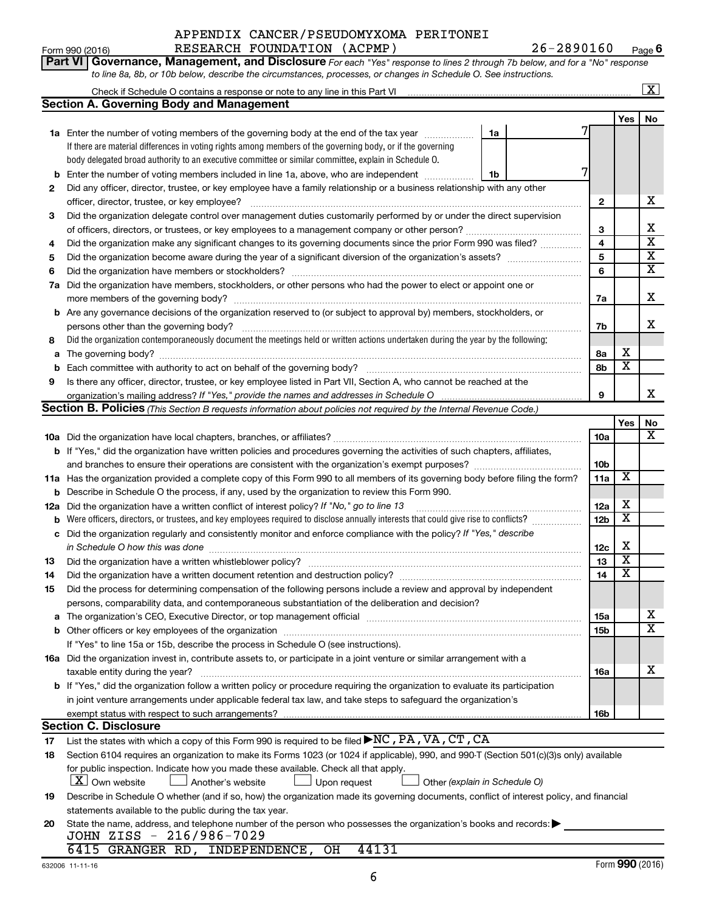APPENDIX CANCER/PSEUDOMYXOMA PERITONEI RESEARCH FOUNDATION (ACPMP) 26-2890160

Form 990 (2016) Page 6

**Part VI Governance, Management, and Disclosure** *For each "Yes" response to lines 2 through 7b below, and for a "No" response to line 8a, 8b, or 10b below, describe the circumstances, processes, or changes in Schedule O. See instructions.*

Check if Schedule O contains a response or note to any line in this Part VI [X]

## Section A. Governing Body and Management

| | | | Yes | No |
|---|---|---|---|---|
| 1a | Enter the number of voting members of the governing body at the end of the tax year — 1a: 7. If there are material differences in voting rights among members of the governing body, or if the governing body delegated broad authority to an executive committee or similar committee, explain in Schedule O. | | | |
| b | Enter the number of voting members included in line 1a, above, who are independent — 1b: 7 | | | |
| 2 | Did any officer, director, trustee, or key employee have a family relationship or a business relationship with any other officer, director, trustee, or key employee? | 2 | | X |
| 3 | Did the organization delegate control over management duties customarily performed by or under the direct supervision of officers, directors, or trustees, or key employees to a management company or other person? | 3 | | X |
| 4 | Did the organization make any significant changes to its governing documents since the prior Form 990 was filed? | 4 | | X |
| 5 | Did the organization become aware during the year of a significant diversion of the organization's assets? | 5 | | X |
| 6 | Did the organization have members or stockholders? | 6 | | X |
| 7a | Did the organization have members, stockholders, or other persons who had the power to elect or appoint one or more members of the governing body? | 7a | | X |
| b | Are any governance decisions of the organization reserved to (or subject to approval by) members, stockholders, or persons other than the governing body? | 7b | | X |
| 8 | Did the organization contemporaneously document the meetings held or written actions undertaken during the year by the following: | | | |
| a | The governing body? | 8a | X | |
| b | Each committee with authority to act on behalf of the governing body? | 8b | X | |
| 9 | Is there any officer, director, trustee, or key employee listed in Part VII, Section A, who cannot be reached at the organization's mailing address? *If "Yes," provide the names and addresses in Schedule O* | 9 | | X |

## Section B. Policies *(This Section B requests information about policies not required by the Internal Revenue Code.)*

| | | | Yes | No |
|---|---|---|---|---|
| 10a | Did the organization have local chapters, branches, or affiliates? | 10a | | X |
| b | If "Yes," did the organization have written policies and procedures governing the activities of such chapters, affiliates, and branches to ensure their operations are consistent with the organization's exempt purposes? | 10b | | |
| 11a | Has the organization provided a complete copy of this Form 990 to all members of its governing body before filing the form? | 11a | X | |
| b | Describe in Schedule O the process, if any, used by the organization to review this Form 990. | | | |
| 12a | Did the organization have a written conflict of interest policy? *If "No," go to line 13* | 12a | X | |
| b | Were officers, directors, or trustees, and key employees required to disclose annually interests that could give rise to conflicts? | 12b | X | |
| c | Did the organization regularly and consistently monitor and enforce compliance with the policy? *If "Yes," describe in Schedule O how this was done* | 12c | X | |
| 13 | Did the organization have a written whistleblower policy? | 13 | X | |
| 14 | Did the organization have a written document retention and destruction policy? | 14 | X | |
| 15 | Did the process for determining compensation of the following persons include a review and approval by independent persons, comparability data, and contemporaneous substantiation of the deliberation and decision? | | | |
| a | The organization's CEO, Executive Director, or top management official | 15a | | X |
| b | Other officers or key employees of the organization | 15b | | X |
| | If "Yes" to line 15a or 15b, describe the process in Schedule O (see instructions). | | | |
| 16a | Did the organization invest in, contribute assets to, or participate in a joint venture or similar arrangement with a taxable entity during the year? | 16a | | X |
| b | If "Yes," did the organization follow a written policy or procedure requiring the organization to evaluate its participation in joint venture arrangements under applicable federal tax law, and take steps to safeguard the organization's exempt status with respect to such arrangements? | 16b | | |

## Section C. Disclosure

17 List the states with which a copy of this Form 990 is required to be filed ▶ NC, PA, VA, CT, CA

18 Section 6104 requires an organization to make its Forms 1023 (or 1024 if applicable), 990, and 990-T (Section 501(c)(3)s only) available for public inspection. Indicate how you made these available. Check all that apply.

[X] Own website [ ] Another's website [ ] Upon request [ ] Other *(explain in Schedule O)*

19 Describe in Schedule O whether (and if so, how) the organization made its governing documents, conflict of interest policy, and financial statements available to the public during the tax year.

20 State the name, address, and telephone number of the person who possesses the organization's books and records: ▶

JOHN ZISS - 216/986-7029
6415 GRANGER RD, INDEPENDENCE, OH 44131

632006 11-11-16 Form **990** (2016)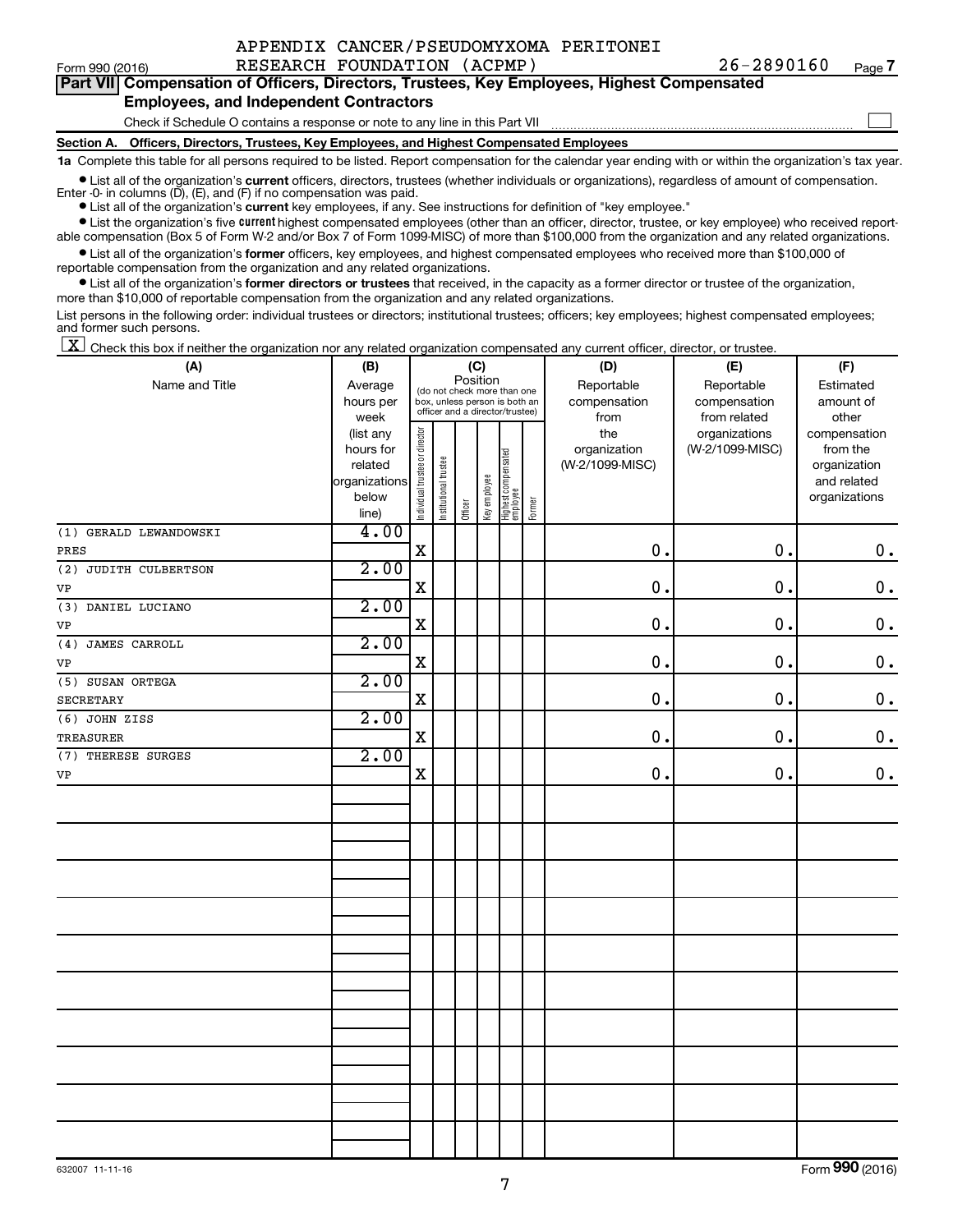APPENDIX CANCER/PSEUDOMYXOMA PERITONEI RESEARCH FOUNDATION (ACPMP)

Form 990 (2016) 26-2890160 Page 7

## Part VII Compensation of Officers, Directors, Trustees, Key Employees, Highest Compensated Employees, and Independent Contractors

Check if Schedule O contains a response or note to any line in this Part VII ☐

### Section A. Officers, Directors, Trustees, Key Employees, and Highest Compensated Employees

**1a** Complete this table for all persons required to be listed. Report compensation for the calendar year ending with or within the organization's tax year.

- List all of the organization's **current** officers, directors, trustees (whether individuals or organizations), regardless of amount of compensation. Enter -0- in columns (D), (E), and (F) if no compensation was paid.
- List all of the organization's **current** key employees, if any. See instructions for definition of "key employee."
- List the organization's five **current** highest compensated employees (other than an officer, director, trustee, or key employee) who received reportable compensation (Box 5 of Form W-2 and/or Box 7 of Form 1099-MISC) of more than $100,000 from the organization and any related organizations.
- List all of the organization's **former** officers, key employees, and highest compensated employees who received more than $100,000 of reportable compensation from the organization and any related organizations.
- List all of the organization's **former directors or trustees** that received, in the capacity as a former director or trustee of the organization, more than $10,000 of reportable compensation from the organization and any related organizations.

List persons in the following order: individual trustees or directors; institutional trustees; officers; key employees; highest compensated employees; and former such persons.

☒ Check this box if neither the organization nor any related organization compensated any current officer, director, or trustee.

| (A) Name and Title | (B) Average hours per week (list any hours for related organizations below line) | (C) Individual trustee or director | Institutional trustee | Officer | Key employee | Highest compensated employee | Former | (D) Reportable compensation from the organization (W-2/1099-MISC) | (E) Reportable compensation from related organizations (W-2/1099-MISC) | (F) Estimated amount of other compensation from the organization and related organizations |
|---|---|---|---|---|---|---|---|---|---|---|
| (1) GERALD LEWANDOWSKI<br>PRES | 4.00 | X | | | | | | 0. | 0. | 0. |
| (2) JUDITH CULBERTSON<br>VP | 2.00 | X | | | | | | 0. | 0. | 0. |
| (3) DANIEL LUCIANO<br>VP | 2.00 | X | | | | | | 0. | 0. | 0. |
| (4) JAMES CARROLL<br>VP | 2.00 | X | | | | | | 0. | 0. | 0. |
| (5) SUSAN ORTEGA<br>SECRETARY | 2.00 | X | | | | | | 0. | 0. | 0. |
| (6) JOHN ZISS<br>TREASURER | 2.00 | X | | | | | | 0. | 0. | 0. |
| (7) THERESE SURGES<br>VP | 2.00 | X | | | | | | 0. | 0. | 0. |

632007 11-11-16 Form **990** (2016)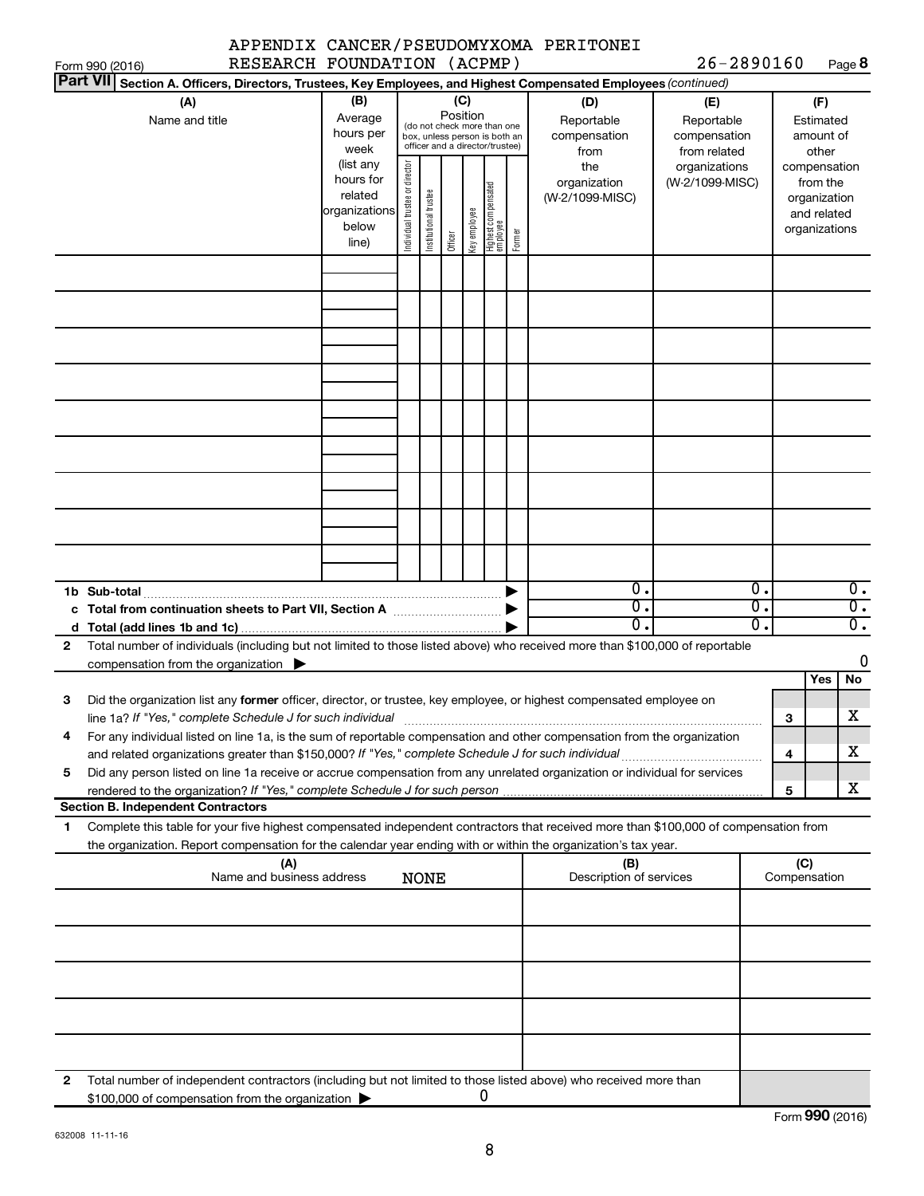APPENDIX CANCER/PSEUDOMYXOMA PERITONEI RESEARCH FOUNDATION (ACPMP) 26-2890160

Form 990 (2016) Page 8

**Part VII Section A. Officers, Directors, Trustees, Key Employees, and Highest Compensated Employees** *(continued)*

| (A) Name and title | (B) Average hours per week (list any hours for related organizations below line) | (C) Position: Individual trustee or director | Institutional trustee | Officer | Key employee | Highest compensated employee | Former | (D) Reportable compensation from the organization (W-2/1099-MISC) | (E) Reportable compensation from related organizations (W-2/1099-MISC) | (F) Estimated amount of other compensation from the organization and related organizations |
|---|---|---|---|---|---|---|---|---|---|---|
| | | | | | | | | | | |
| | | | | | | | | | | |
| | | | | | | | | | | |
| | | | | | | | | | | |
| | | | | | | | | | | |
| | | | | | | | | | | |
| | | | | | | | | | | |
| | | | | | | | | | | |
| | | | | | | | | | | |
| **1b Sub-total** | | | | | | | ▶ | 0. | 0. | 0. |
| **c Total from continuation sheets to Part VII, Section A** | | | | | | | ▶ | 0. | 0. | 0. |
| **d Total (add lines 1b and 1c)** | | | | | | | ▶ | 0. | 0. | 0. |

**2** Total number of individuals (including but not limited to those listed above) who received more than $100,000 of reportable compensation from the organization ▶ 0

| | | Yes | No |
|---|---|---|---|
| **3** Did the organization list any **former** officer, director, or trustee, key employee, or highest compensated employee on line 1a? *If "Yes," complete Schedule J for such individual* | 3 | | X |
| **4** For any individual listed on line 1a, is the sum of reportable compensation and other compensation from the organization and related organizations greater than $150,000? *If "Yes," complete Schedule J for such individual* | 4 | | X |
| **5** Did any person listed on line 1a receive or accrue compensation from any unrelated organization or individual for services rendered to the organization? *If "Yes," complete Schedule J for such person* | 5 | | X |

**Section B. Independent Contractors**

**1** Complete this table for your five highest compensated independent contractors that received more than $100,000 of compensation from the organization. Report compensation for the calendar year ending with or within the organization's tax year.

| (A) Name and business address | (B) Description of services | (C) Compensation |
|---|---|---|
| NONE | | |
| | | |
| | | |
| | | |
| | | |

**2** Total number of independent contractors (including but not limited to those listed above) who received more than $100,000 of compensation from the organization ▶ 0

Form **990** (2016)

632008 11-11-16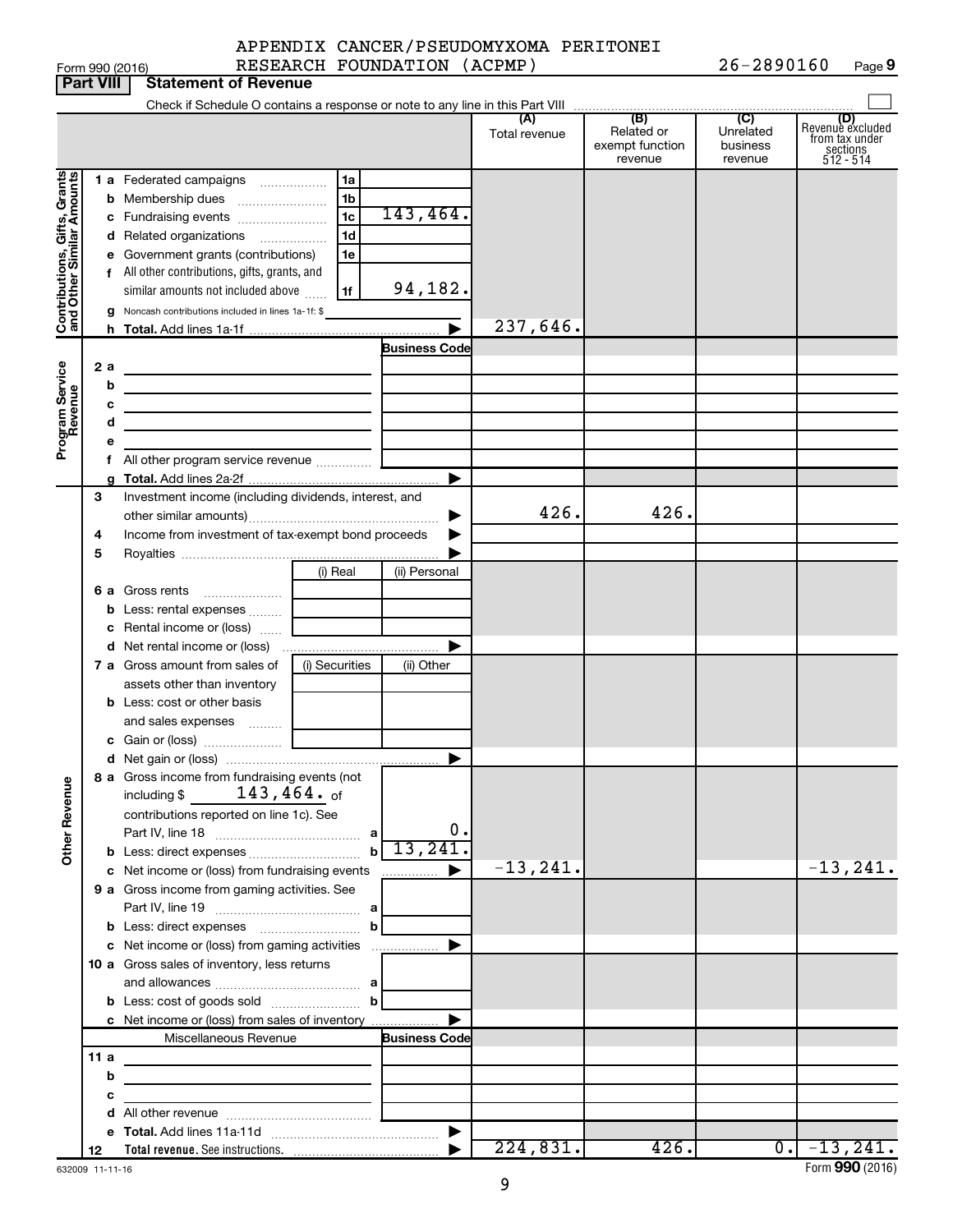Form 990 (2016) APPENDIX CANCER/PSEUDOMYXOMA PERITONEI RESEARCH FOUNDATION (ACPMP) 26-2890160 Page 9

**Part VIII Statement of Revenue**

Check if Schedule O contains a response or note to any line in this Part VIII

| | | | | (A) Total revenue | (B) Related or exempt function revenue | (C) Unrelated business revenue | (D) Revenue excluded from tax under sections 512 - 514 |
|---|---|---|---|---|---|---|---|
| **Contributions, Gifts, Grants and Other Similar Amounts** | 1 a Federated campaigns | 1a | | | | | |
| | b Membership dues | 1b | | | | | |
| | c Fundraising events | 1c | 143,464. | | | | |
| | d Related organizations | 1d | | | | | |
| | e Government grants (contributions) | 1e | | | | | |
| | f All other contributions, gifts, grants, and similar amounts not included above | 1f | 94,182. | | | | |
| | g Noncash contributions included in lines 1a-1f: $ | | | | | | |
| | h **Total.** Add lines 1a-1f | | ▶ | 237,646. | | | |
| **Program Service Revenue** | | | Business Code | | | | |
| | 2 a | | | | | | |
| | b | | | | | | |
| | c | | | | | | |
| | d | | | | | | |
| | e | | | | | | |
| | f All other program service revenue | | | | | | |
| | g **Total.** Add lines 2a-2f | | ▶ | | | | |
| **Other Revenue** | 3 Investment income (including dividends, interest, and other similar amounts) | | ▶ | 426. | 426. | | |
| | 4 Income from investment of tax-exempt bond proceeds | | ▶ | | | | |
| | 5 Royalties | | ▶ | | | | |
| | | (i) Real | (ii) Personal | | | | |
| | 6 a Gross rents | | | | | | |
| | b Less: rental expenses | | | | | | |
| | c Rental income or (loss) | | | | | | |
| | d Net rental income or (loss) | | ▶ | | | | |
| | | (i) Securities | (ii) Other | | | | |
| | 7 a Gross amount from sales of assets other than inventory | | | | | | |
| | b Less: cost or other basis and sales expenses | | | | | | |
| | c Gain or (loss) | | | | | | |
| | d Net gain or (loss) | | ▶ | | | | |
| | 8 a Gross income from fundraising events (not including $ 143,464. of contributions reported on line 1c). See Part IV, line 18 | a | 0. | | | | |
| | b Less: direct expenses | b | 13,241. | | | | |
| | c Net income or (loss) from fundraising events | | ▶ | -13,241. | | | -13,241. |
| | 9 a Gross income from gaming activities. See Part IV, line 19 | a | | | | | |
| | b Less: direct expenses | b | | | | | |
| | c Net income or (loss) from gaming activities | | ▶ | | | | |
| | 10 a Gross sales of inventory, less returns and allowances | a | | | | | |
| | b Less: cost of goods sold | b | | | | | |
| | c Net income or (loss) from sales of inventory | | ▶ | | | | |
| | Miscellaneous Revenue | | Business Code | | | | |
| | 11 a | | | | | | |
| | b | | | | | | |
| | c | | | | | | |
| | d All other revenue | | | | | | |
| | e **Total.** Add lines 11a-11d | | ▶ | | | | |
| | 12 **Total revenue.** See instructions. | | ▶ | 224,831. | 426. | 0. | -13,241. |

632009 11-11-16 Form **990** (2016)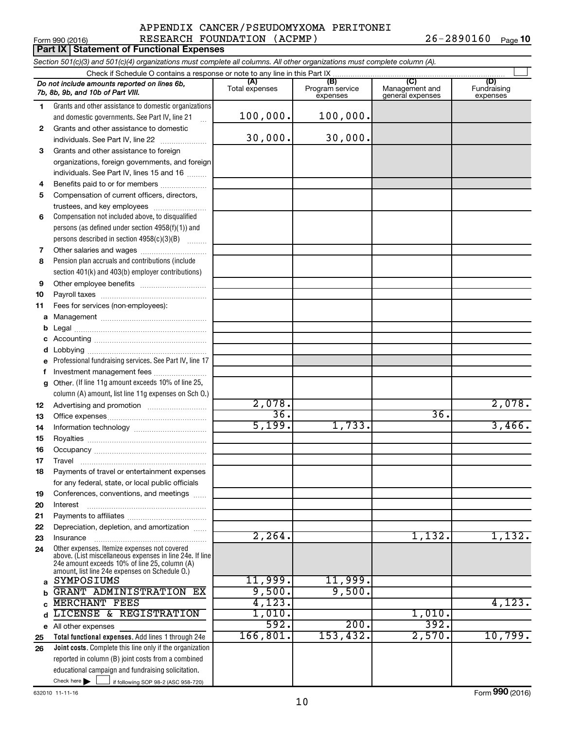APPENDIX CANCER/PSEUDOMYXOMA PERITONEI RESEARCH FOUNDATION (ACPMP) 26-2890160

Form 990 (2016)

**Part IX Statement of Functional Expenses**

*Section 501(c)(3) and 501(c)(4) organizations must complete all columns. All other organizations must complete column (A).*

Check if Schedule O contains a response or note to any line in this Part IX ☐

| | *Do not include amounts reported on lines 6b, 7b, 8b, 9b, and 10b of Part VIII.* | (A) Total expenses | (B) Program service expenses | (C) Management and general expenses | (D) Fundraising expenses |
|---|---|---|---|---|---|
| 1 | Grants and other assistance to domestic organizations and domestic governments. See Part IV, line 21 | 100,000. | 100,000. | | |
| 2 | Grants and other assistance to domestic individuals. See Part IV, line 22 | 30,000. | 30,000. | | |
| 3 | Grants and other assistance to foreign organizations, foreign governments, and foreign individuals. See Part IV, lines 15 and 16 | | | | |
| 4 | Benefits paid to or for members | | | | |
| 5 | Compensation of current officers, directors, trustees, and key employees | | | | |
| 6 | Compensation not included above, to disqualified persons (as defined under section 4958(f)(1)) and persons described in section 4958(c)(3)(B) | | | | |
| 7 | Other salaries and wages | | | | |
| 8 | Pension plan accruals and contributions (include section 401(k) and 403(b) employer contributions) | | | | |
| 9 | Other employee benefits | | | | |
| 10 | Payroll taxes | | | | |
| 11 | Fees for services (non-employees): | | | | |
| a | Management | | | | |
| b | Legal | | | | |
| c | Accounting | | | | |
| d | Lobbying | | | | |
| e | Professional fundraising services. See Part IV, line 17 | | | | |
| f | Investment management fees | | | | |
| g | Other. (If line 11g amount exceeds 10% of line 25, column (A) amount, list line 11g expenses on Sch O.) | | | | |
| 12 | Advertising and promotion | 2,078. | | | 2,078. |
| 13 | Office expenses | 36. | | 36. | |
| 14 | Information technology | 5,199. | 1,733. | | 3,466. |
| 15 | Royalties | | | | |
| 16 | Occupancy | | | | |
| 17 | Travel | | | | |
| 18 | Payments of travel or entertainment expenses for any federal, state, or local public officials | | | | |
| 19 | Conferences, conventions, and meetings | | | | |
| 20 | Interest | | | | |
| 21 | Payments to affiliates | | | | |
| 22 | Depreciation, depletion, and amortization | | | | |
| 23 | Insurance | 2,264. | | 1,132. | 1,132. |
| 24 | Other expenses. Itemize expenses not covered above. (List miscellaneous expenses in line 24e. If line 24e amount exceeds 10% of line 25, column (A) amount, list line 24e expenses on Schedule O.) | | | | |
| a | SYMPOSIUMS | 11,999. | 11,999. | | |
| b | GRANT ADMINISTRATION EX | 9,500. | 9,500. | | |
| c | MERCHANT FEES | 4,123. | | | 4,123. |
| d | LICENSE & REGISTRATION | 1,010. | | 1,010. | |
| e | All other expenses | 592. | 200. | 392. | |
| 25 | **Total functional expenses.** Add lines 1 through 24e | 166,801. | 153,432. | 2,570. | 10,799. |
| 26 | **Joint costs.** Complete this line only if the organization reported in column (B) joint costs from a combined educational campaign and fundraising solicitation. Check here ☐ if following SOP 98-2 (ASC 958-720) | | | | |

632010 11-11-16

Form **990** (2016)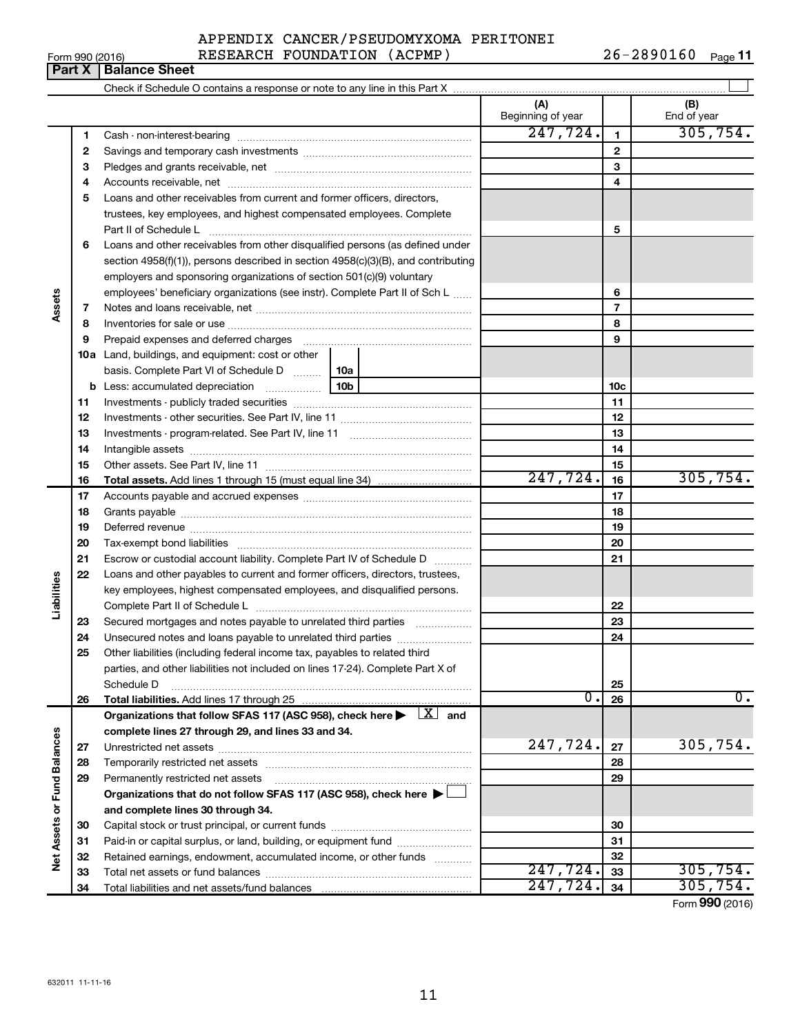APPENDIX CANCER/PSEUDOMYXOMA PERITONEI RESEARCH FOUNDATION (ACPMP)

Form 990 (2016) 26-2890160 Page **11**

## Part X Balance Sheet

Check if Schedule O contains a response or note to any line in this Part X ☐

| | | | (A) Beginning of year | | (B) End of year |
|---|---|---|---|---|---|
| Assets | 1 | Cash - non-interest-bearing | 247,724. | 1 | 305,754. |
| | 2 | Savings and temporary cash investments | | 2 | |
| | 3 | Pledges and grants receivable, net | | 3 | |
| | 4 | Accounts receivable, net | | 4 | |
| | 5 | Loans and other receivables from current and former officers, directors, trustees, key employees, and highest compensated employees. Complete Part II of Schedule L | | 5 | |
| | 6 | Loans and other receivables from other disqualified persons (as defined under section 4958(f)(1)), persons described in section 4958(c)(3)(B), and contributing employers and sponsoring organizations of section 501(c)(9) voluntary employees' beneficiary organizations (see instr). Complete Part II of Sch L | | 6 | |
| | 7 | Notes and loans receivable, net | | 7 | |
| | 8 | Inventories for sale or use | | 8 | |
| | 9 | Prepaid expenses and deferred charges | | 9 | |
| | 10a | Land, buildings, and equipment: cost or other basis. Complete Part VI of Schedule D — 10a | | | |
| | b | Less: accumulated depreciation — 10b | | 10c | |
| | 11 | Investments - publicly traded securities | | 11 | |
| | 12 | Investments - other securities. See Part IV, line 11 | | 12 | |
| | 13 | Investments - program-related. See Part IV, line 11 | | 13 | |
| | 14 | Intangible assets | | 14 | |
| | 15 | Other assets. See Part IV, line 11 | | 15 | |
| | 16 | **Total assets.** Add lines 1 through 15 (must equal line 34) | 247,724. | 16 | 305,754. |
| Liabilities | 17 | Accounts payable and accrued expenses | | 17 | |
| | 18 | Grants payable | | 18 | |
| | 19 | Deferred revenue | | 19 | |
| | 20 | Tax-exempt bond liabilities | | 20 | |
| | 21 | Escrow or custodial account liability. Complete Part IV of Schedule D | | 21 | |
| | 22 | Loans and other payables to current and former officers, directors, trustees, key employees, highest compensated employees, and disqualified persons. Complete Part II of Schedule L | | 22 | |
| | 23 | Secured mortgages and notes payable to unrelated third parties | | 23 | |
| | 24 | Unsecured notes and loans payable to unrelated third parties | | 24 | |
| | 25 | Other liabilities (including federal income tax, payables to related third parties, and other liabilities not included on lines 17-24). Complete Part X of Schedule D | | 25 | |
| | 26 | **Total liabilities.** Add lines 17 through 25 | 0. | 26 | 0. |
| Net Assets or Fund Balances | | **Organizations that follow SFAS 117 (ASC 958), check here ▶ ☒ and complete lines 27 through 29, and lines 33 and 34.** | | | |
| | 27 | Unrestricted net assets | 247,724. | 27 | 305,754. |
| | 28 | Temporarily restricted net assets | | 28 | |
| | 29 | Permanently restricted net assets | | 29 | |
| | | **Organizations that do not follow SFAS 117 (ASC 958), check here ▶ ☐ and complete lines 30 through 34.** | | | |
| | 30 | Capital stock or trust principal, or current funds | | 30 | |
| | 31 | Paid-in or capital surplus, or land, building, or equipment fund | | 31 | |
| | 32 | Retained earnings, endowment, accumulated income, or other funds | | 32 | |
| | 33 | Total net assets or fund balances | 247,724. | 33 | 305,754. |
| | 34 | Total liabilities and net assets/fund balances | 247,724. | 34 | 305,754. |

Form **990** (2016)

632011 11-11-16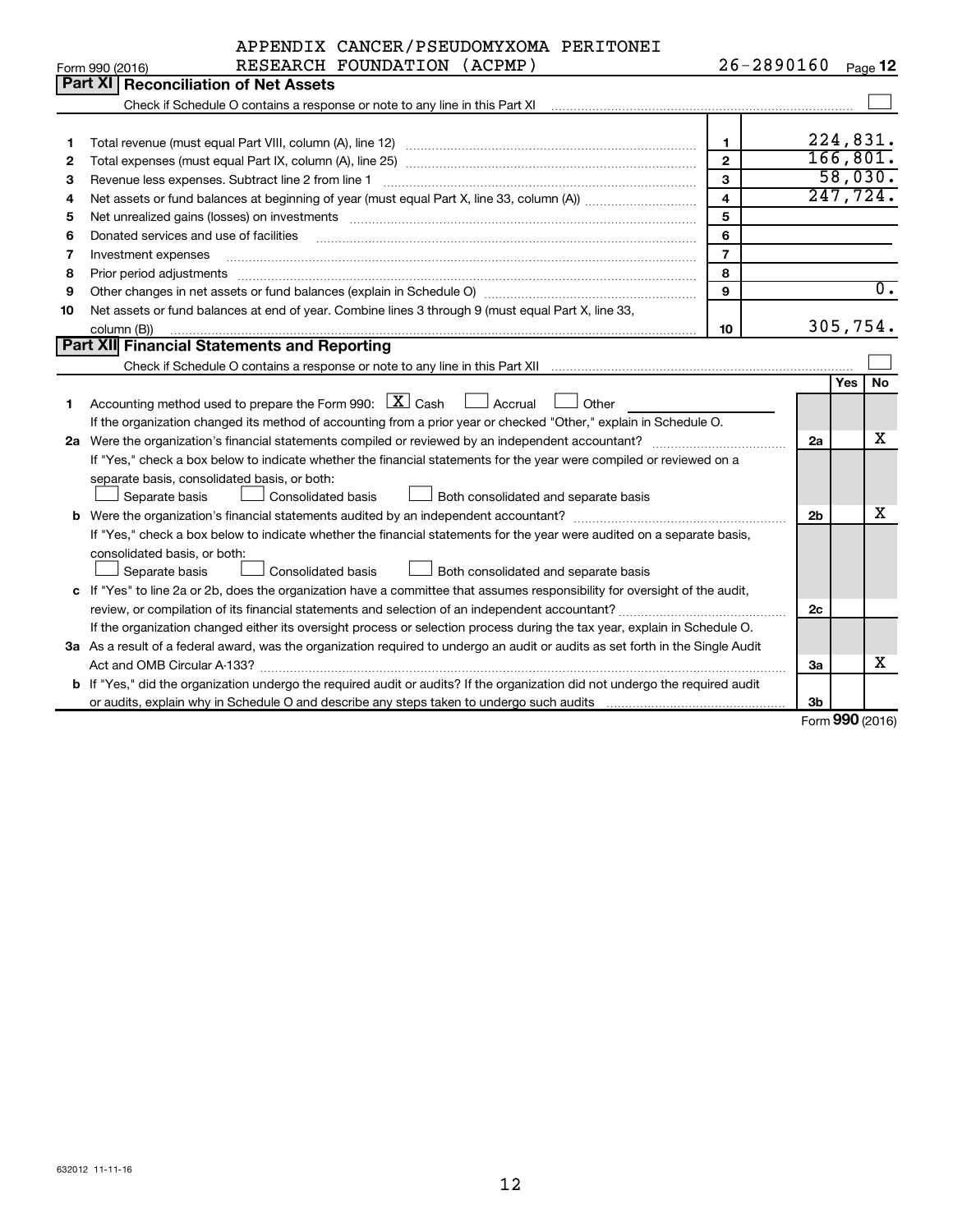Form 990 (2016) APPENDIX CANCER/PSEUDOMYXOMA PERITONEI RESEARCH FOUNDATION (ACPMP) 26-2890160 Page **12**

## Part XI Reconciliation of Net Assets

Check if Schedule O contains a response or note to any line in this Part XI ☐

| | | | |
|---|---|---|---|
| 1 | Total revenue (must equal Part VIII, column (A), line 12) | 1 | 224,831. |
| 2 | Total expenses (must equal Part IX, column (A), line 25) | 2 | 166,801. |
| 3 | Revenue less expenses. Subtract line 2 from line 1 | 3 | 58,030. |
| 4 | Net assets or fund balances at beginning of year (must equal Part X, line 33, column (A)) | 4 | 247,724. |
| 5 | Net unrealized gains (losses) on investments | 5 | |
| 6 | Donated services and use of facilities | 6 | |
| 7 | Investment expenses | 7 | |
| 8 | Prior period adjustments | 8 | |
| 9 | Other changes in net assets or fund balances (explain in Schedule O) | 9 | 0. |
| 10 | Net assets or fund balances at end of year. Combine lines 3 through 9 (must equal Part X, line 33, column (B)) | 10 | 305,754. |

## Part XII Financial Statements and Reporting

Check if Schedule O contains a response or note to any line in this Part XII ☐

| | | | Yes | No |
|---|---|---|---|---|
| 1 | Accounting method used to prepare the Form 990: ☒ Cash ☐ Accrual ☐ Other<br>If the organization changed its method of accounting from a prior year or checked "Other," explain in Schedule O. | | | |
| 2a | Were the organization's financial statements compiled or reviewed by an independent accountant? | 2a | | X |
| | If "Yes," check a box below to indicate whether the financial statements for the year were compiled or reviewed on a separate basis, consolidated basis, or both:<br>☐ Separate basis ☐ Consolidated basis ☐ Both consolidated and separate basis | | | |
| b | Were the organization's financial statements audited by an independent accountant? | 2b | | X |
| | If "Yes," check a box below to indicate whether the financial statements for the year were audited on a separate basis, consolidated basis, or both:<br>☐ Separate basis ☐ Consolidated basis ☐ Both consolidated and separate basis | | | |
| c | If "Yes" to line 2a or 2b, does the organization have a committee that assumes responsibility for oversight of the audit, review, or compilation of its financial statements and selection of an independent accountant? | 2c | | |
| | If the organization changed either its oversight process or selection process during the tax year, explain in Schedule O. | | | |
| 3a | As a result of a federal award, was the organization required to undergo an audit or audits as set forth in the Single Audit Act and OMB Circular A-133? | 3a | | X |
| b | If "Yes," did the organization undergo the required audit or audits? If the organization did not undergo the required audit or audits, explain why in Schedule O and describe any steps taken to undergo such audits | 3b | | |

Form **990** (2016)

632012 11-11-16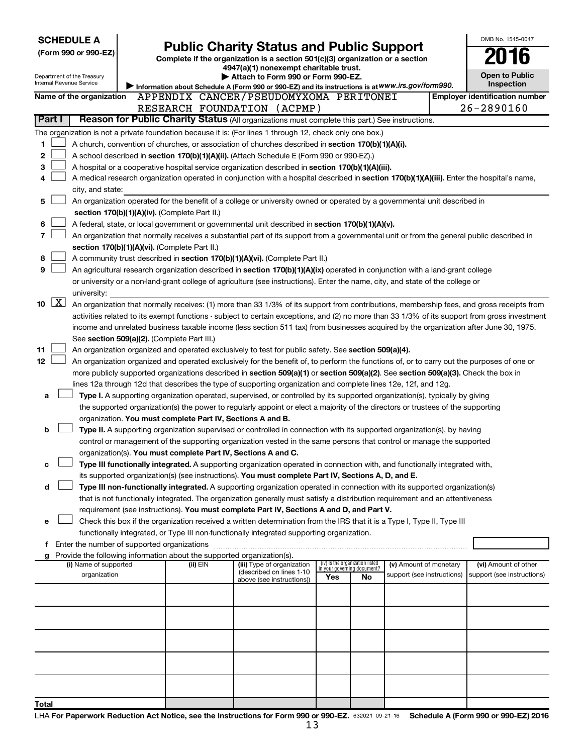**SCHEDULE A**
**(Form 990 or 990-EZ)**

Department of the Treasury
Internal Revenue Service

# Public Charity Status and Public Support

**Complete if the organization is a section 501(c)(3) organization or a section 4947(a)(1) nonexempt charitable trust.**
▶ **Attach to Form 990 or Form 990-EZ.**
▶ Information about Schedule A (Form 990 or 990-EZ) and its instructions is at *www.irs.gov/form990.*

OMB No. 1545-0047
**2016**
**Open to Public Inspection**

**Name of the organization** APPENDIX CANCER/PSEUDOMYXOMA PERITONEI RESEARCH FOUNDATION (ACPMP)

**Employer identification number** 26-2890160

## Part I — Reason for Public Charity Status (All organizations must complete this part.) See instructions.

The organization is not a private foundation because it is: (For lines 1 through 12, check only one box.)

1. ☐ A church, convention of churches, or association of churches described in **section 170(b)(1)(A)(i).**
2. ☐ A school described in **section 170(b)(1)(A)(ii).** (Attach Schedule E (Form 990 or 990-EZ).)
3. ☐ A hospital or a cooperative hospital service organization described in **section 170(b)(1)(A)(iii).**
4. ☐ A medical research organization operated in conjunction with a hospital described in **section 170(b)(1)(A)(iii).** Enter the hospital's name, city, and state:
5. ☐ An organization operated for the benefit of a college or university owned or operated by a governmental unit described in **section 170(b)(1)(A)(iv).** (Complete Part II.)
6. ☐ A federal, state, or local government or governmental unit described in **section 170(b)(1)(A)(v).**
7. ☐ An organization that normally receives a substantial part of its support from a governmental unit or from the general public described in **section 170(b)(1)(A)(vi).** (Complete Part II.)
8. ☐ A community trust described in **section 170(b)(1)(A)(vi).** (Complete Part II.)
9. ☐ An agricultural research organization described in **section 170(b)(1)(A)(ix)** operated in conjunction with a land-grant college or university or a non-land-grant college of agriculture (see instructions). Enter the name, city, and state of the college or university:
10. ☒ An organization that normally receives: (1) more than 33 1/3% of its support from contributions, membership fees, and gross receipts from activities related to its exempt functions - subject to certain exceptions, and (2) no more than 33 1/3% of its support from gross investment income and unrelated business taxable income (less section 511 tax) from businesses acquired by the organization after June 30, 1975. See **section 509(a)(2).** (Complete Part III.)
11. ☐ An organization organized and operated exclusively to test for public safety. See **section 509(a)(4).**
12. ☐ An organization organized and operated exclusively for the benefit of, to perform the functions of, or to carry out the purposes of one or more publicly supported organizations described in **section 509(a)(1)** or **section 509(a)(2).** See **section 509(a)(3).** Check the box in lines 12a through 12d that describes the type of supporting organization and complete lines 12e, 12f, and 12g.
   - **a** ☐ **Type I.** A supporting organization operated, supervised, or controlled by its supported organization(s), typically by giving the supported organization(s) the power to regularly appoint or elect a majority of the directors or trustees of the supporting organization. **You must complete Part IV, Sections A and B.**
   - **b** ☐ **Type II.** A supporting organization supervised or controlled in connection with its supported organization(s), by having control or management of the supporting organization vested in the same persons that control or manage the supported organization(s). **You must complete Part IV, Sections A and C.**
   - **c** ☐ **Type III functionally integrated.** A supporting organization operated in connection with, and functionally integrated with, its supported organization(s) (see instructions). **You must complete Part IV, Sections A, D, and E.**
   - **d** ☐ **Type III non-functionally integrated.** A supporting organization operated in connection with its supported organization(s) that is not functionally integrated. The organization generally must satisfy a distribution requirement and an attentiveness requirement (see instructions). **You must complete Part IV, Sections A and D, and Part V.**
   - **e** ☐ Check this box if the organization received a written determination from the IRS that it is a Type I, Type II, Type III functionally integrated, or Type III non-functionally integrated supporting organization.
   - **f** Enter the number of supported organizations
   - **g** Provide the following information about the supported organization(s).

| (i) Name of supported organization | (ii) EIN | (iii) Type of organization (described on lines 1-10 above (see instructions)) | (iv) Is the organization listed in your governing document? Yes | No | (v) Amount of monetary support (see instructions) | (vi) Amount of other support (see instructions) |
|---|---|---|---|---|---|---|
| | | | | | | |
| | | | | | | |
| | | | | | | |
| | | | | | | |
| | | | | | | |
| **Total** | | | | | | |

LHA **For Paperwork Reduction Act Notice, see the Instructions for Form 990 or 990-EZ.** 632021 09-21-16 **Schedule A (Form 990 or 990-EZ) 2016**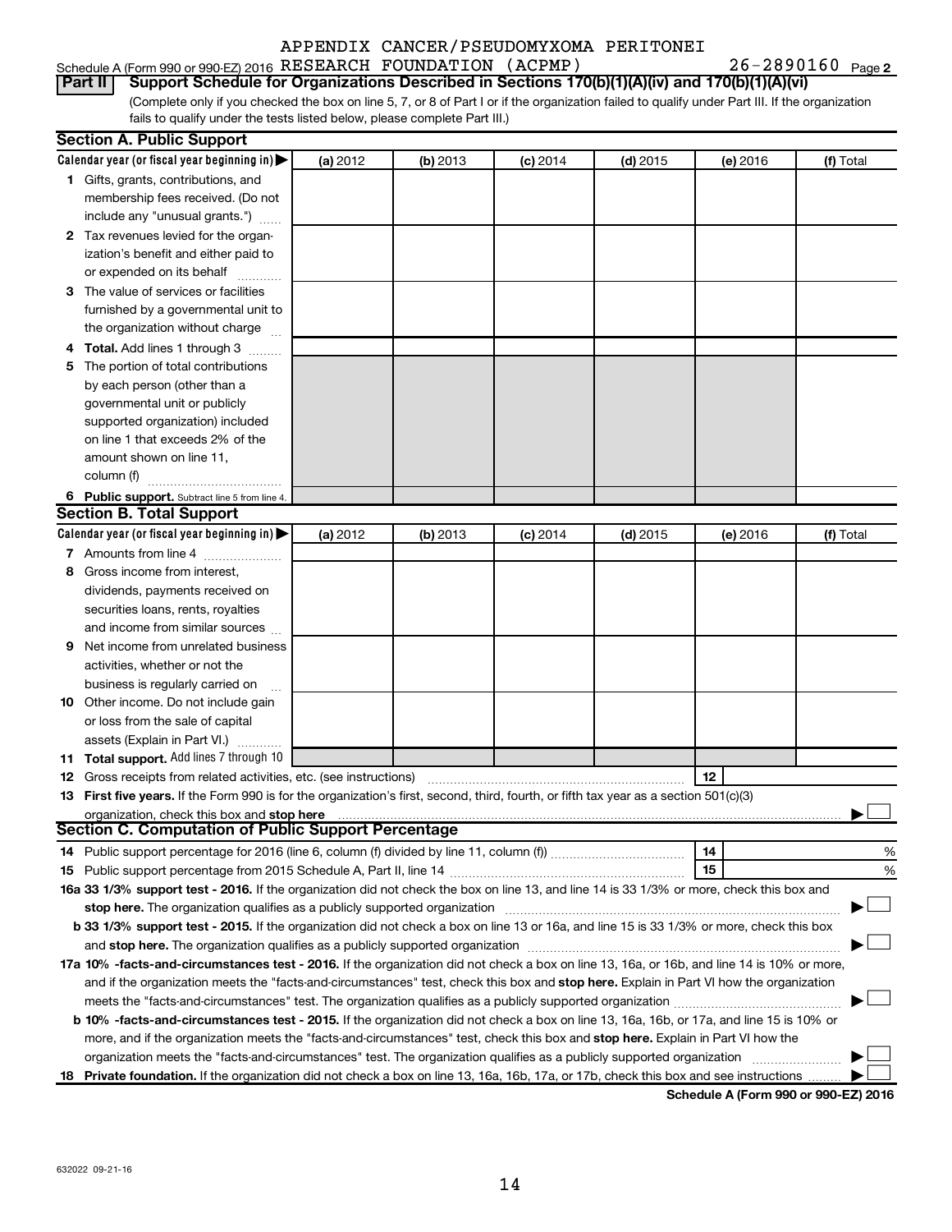APPENDIX CANCER/PSEUDOMYXOMA PERITONEI

Schedule A (Form 990 or 990-EZ) 2016 RESEARCH FOUNDATION (ACPMP) 26-2890160 Page 2

**Part II** **Support Schedule for Organizations Described in Sections 170(b)(1)(A)(iv) and 170(b)(1)(A)(vi)**

(Complete only if you checked the box on line 5, 7, or 8 of Part I or if the organization failed to qualify under Part III. If the organization fails to qualify under the tests listed below, please complete Part III.)

## Section A. Public Support

| Calendar year (or fiscal year beginning in) ▶ | (a) 2012 | (b) 2013 | (c) 2014 | (d) 2015 | (e) 2016 | (f) Total |
|---|---|---|---|---|---|---|
| **1** Gifts, grants, contributions, and membership fees received. (Do not include any "unusual grants.") | | | | | | |
| **2** Tax revenues levied for the organization's benefit and either paid to or expended on its behalf | | | | | | |
| **3** The value of services or facilities furnished by a governmental unit to the organization without charge | | | | | | |
| **4** **Total.** Add lines 1 through 3 | | | | | | |
| **5** The portion of total contributions by each person (other than a governmental unit or publicly supported organization) included on line 1 that exceeds 2% of the amount shown on line 11, column (f) | | | | | | |
| **6** **Public support.** Subtract line 5 from line 4. | | | | | | |

## Section B. Total Support

| Calendar year (or fiscal year beginning in) ▶ | (a) 2012 | (b) 2013 | (c) 2014 | (d) 2015 | (e) 2016 | (f) Total |
|---|---|---|---|---|---|---|
| **7** Amounts from line 4 | | | | | | |
| **8** Gross income from interest, dividends, payments received on securities loans, rents, royalties and income from similar sources | | | | | | |
| **9** Net income from unrelated business activities, whether or not the business is regularly carried on | | | | | | |
| **10** Other income. Do not include gain or loss from the sale of capital assets (Explain in Part VI.) | | | | | | |
| **11** **Total support.** Add lines 7 through 10 | | | | | | |

**12** Gross receipts from related activities, etc. (see instructions) | **12** |

**13** **First five years.** If the Form 990 is for the organization's first, second, third, fourth, or fifth tax year as a section 501(c)(3) organization, check this box and **stop here** ▶ ☐

## Section C. Computation of Public Support Percentage

**14** Public support percentage for 2016 (line 6, column (f) divided by line 11, column (f)) | **14** | %

**15** Public support percentage from 2015 Schedule A, Part II, line 14 | **15** | %

**16a 33 1/3% support test - 2016.** If the organization did not check the box on line 13, and line 14 is 33 1/3% or more, check this box and **stop here.** The organization qualifies as a publicly supported organization ▶ ☐

**b 33 1/3% support test - 2015.** If the organization did not check a box on line 13 or 16a, and line 15 is 33 1/3% or more, check this box and **stop here.** The organization qualifies as a publicly supported organization ▶ ☐

**17a 10% -facts-and-circumstances test - 2016.** If the organization did not check a box on line 13, 16a, or 16b, and line 14 is 10% or more, and if the organization meets the "facts-and-circumstances" test, check this box and **stop here.** Explain in Part VI how the organization meets the "facts-and-circumstances" test. The organization qualifies as a publicly supported organization ▶ ☐

**b 10% -facts-and-circumstances test - 2015.** If the organization did not check a box on line 13, 16a, 16b, or 17a, and line 15 is 10% or more, and if the organization meets the "facts-and-circumstances" test, check this box and **stop here.** Explain in Part VI how the organization meets the "facts-and-circumstances" test. The organization qualifies as a publicly supported organization ▶ ☐

**18** **Private foundation.** If the organization did not check a box on line 13, 16a, 16b, 17a, or 17b, check this box and see instructions ▶ ☐

**Schedule A (Form 990 or 990-EZ) 2016**

632022 09-21-16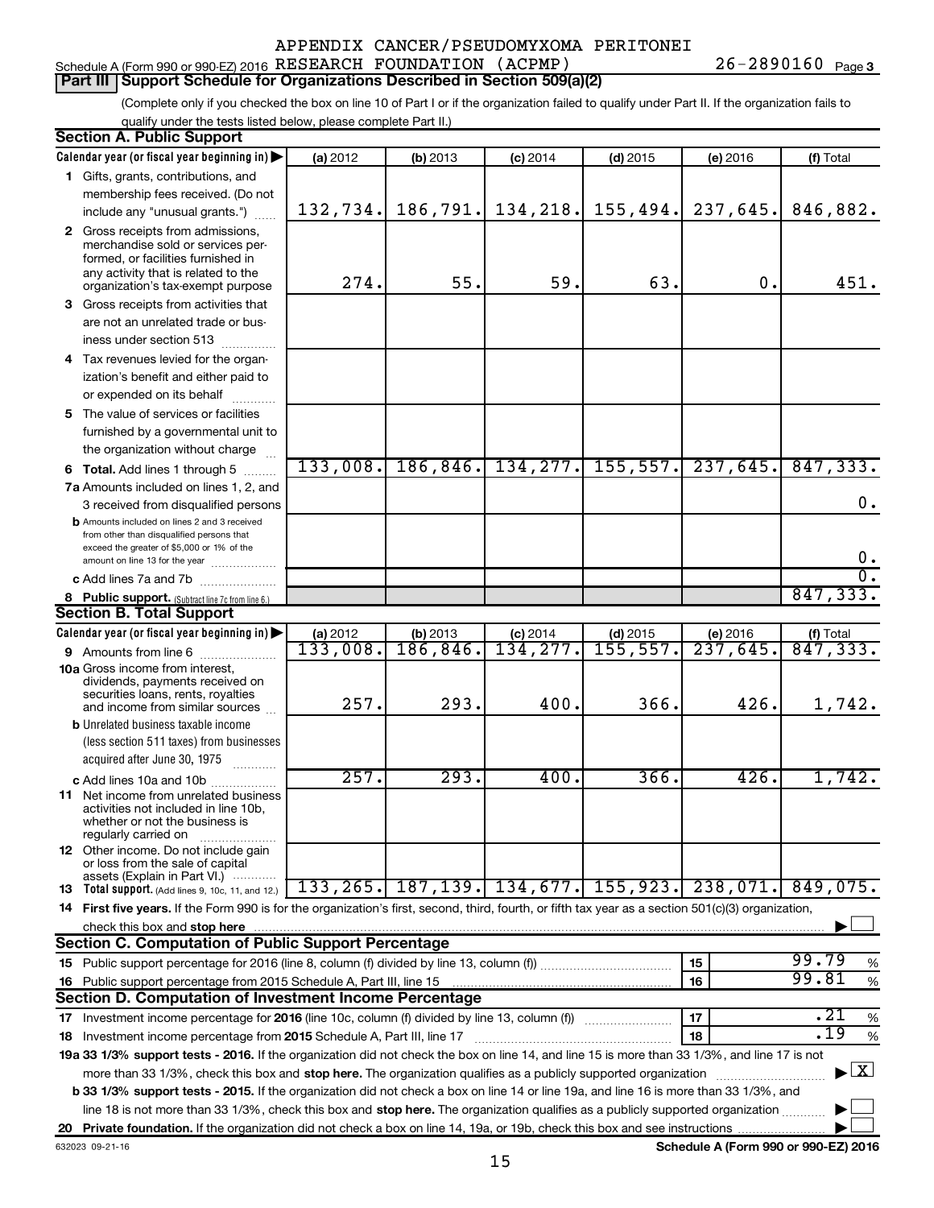APPENDIX CANCER/PSEUDOMYXOMA PERITONEI

Schedule A (Form 990 or 990-EZ) 2016 RESEARCH FOUNDATION (ACPMP) 26-2890160 Page 3

**Part III Support Schedule for Organizations Described in Section 509(a)(2)**

(Complete only if you checked the box on line 10 of Part I or if the organization failed to qualify under Part II. If the organization fails to qualify under the tests listed below, please complete Part II.)

## Section A. Public Support

| Calendar year (or fiscal year beginning in) | (a) 2012 | (b) 2013 | (c) 2014 | (d) 2015 | (e) 2016 | (f) Total |
|---|---|---|---|---|---|---|
| 1 Gifts, grants, contributions, and membership fees received. (Do not include any "unusual grants.") | 132,734. | 186,791. | 134,218. | 155,494. | 237,645. | 846,882. |
| 2 Gross receipts from admissions, merchandise sold or services performed, or facilities furnished in any activity that is related to the organization's tax-exempt purpose | 274. | 55. | 59. | 63. | 0. | 451. |
| 3 Gross receipts from activities that are not an unrelated trade or business under section 513 | | | | | | |
| 4 Tax revenues levied for the organization's benefit and either paid to or expended on its behalf | | | | | | |
| 5 The value of services or facilities furnished by a governmental unit to the organization without charge | | | | | | |
| 6 Total. Add lines 1 through 5 | 133,008. | 186,846. | 134,277. | 155,557. | 237,645. | 847,333. |
| 7a Amounts included on lines 1, 2, and 3 received from disqualified persons | | | | | | 0. |
| b Amounts included on lines 2 and 3 received from other than disqualified persons that exceed the greater of $5,000 or 1% of the amount on line 13 for the year | | | | | | 0. |
| c Add lines 7a and 7b | | | | | | 0. |
| 8 Public support. (Subtract line 7c from line 6.) | | | | | | 847,333. |

## Section B. Total Support

| Calendar year (or fiscal year beginning in) | (a) 2012 | (b) 2013 | (c) 2014 | (d) 2015 | (e) 2016 | (f) Total |
|---|---|---|---|---|---|---|
| 9 Amounts from line 6 | 133,008. | 186,846. | 134,277. | 155,557. | 237,645. | 847,333. |
| 10a Gross income from interest, dividends, payments received on securities loans, rents, royalties and income from similar sources | 257. | 293. | 400. | 366. | 426. | 1,742. |
| b Unrelated business taxable income (less section 511 taxes) from businesses acquired after June 30, 1975 | | | | | | |
| c Add lines 10a and 10b | 257. | 293. | 400. | 366. | 426. | 1,742. |
| 11 Net income from unrelated business activities not included in line 10b, whether or not the business is regularly carried on | | | | | | |
| 12 Other income. Do not include gain or loss from the sale of capital assets (Explain in Part VI.) | | | | | | |
| 13 Total support. (Add lines 9, 10c, 11, and 12.) | 133,265. | 187,139. | 134,677. | 155,923. | 238,071. | 849,075. |

14 First five years. If the Form 990 is for the organization's first, second, third, fourth, or fifth tax year as a section 501(c)(3) organization, check this box and stop here ☐

## Section C. Computation of Public Support Percentage

| | | |
|---|---|---|
| 15 Public support percentage for 2016 (line 8, column (f) divided by line 13, column (f)) | 15 | 99.79 % |
| 16 Public support percentage from 2015 Schedule A, Part III, line 15 | 16 | 99.81 % |

## Section D. Computation of Investment Income Percentage

| | | |
|---|---|---|
| 17 Investment income percentage for 2016 (line 10c, column (f) divided by line 13, column (f)) | 17 | .21 % |
| 18 Investment income percentage from 2015 Schedule A, Part III, line 17 | 18 | .19 % |

19a 33 1/3% support tests - 2016. If the organization did not check the box on line 14, and line 15 is more than 33 1/3%, and line 17 is not more than 33 1/3%, check this box and stop here. The organization qualifies as a publicly supported organization ☒

b 33 1/3% support tests - 2015. If the organization did not check a box on line 14 or line 19a, and line 16 is more than 33 1/3%, and line 18 is not more than 33 1/3%, check this box and stop here. The organization qualifies as a publicly supported organization ☐

20 Private foundation. If the organization did not check a box on line 14, 19a, or 19b, check this box and see instructions ☐

632023 09-21-16 Schedule A (Form 990 or 990-EZ) 2016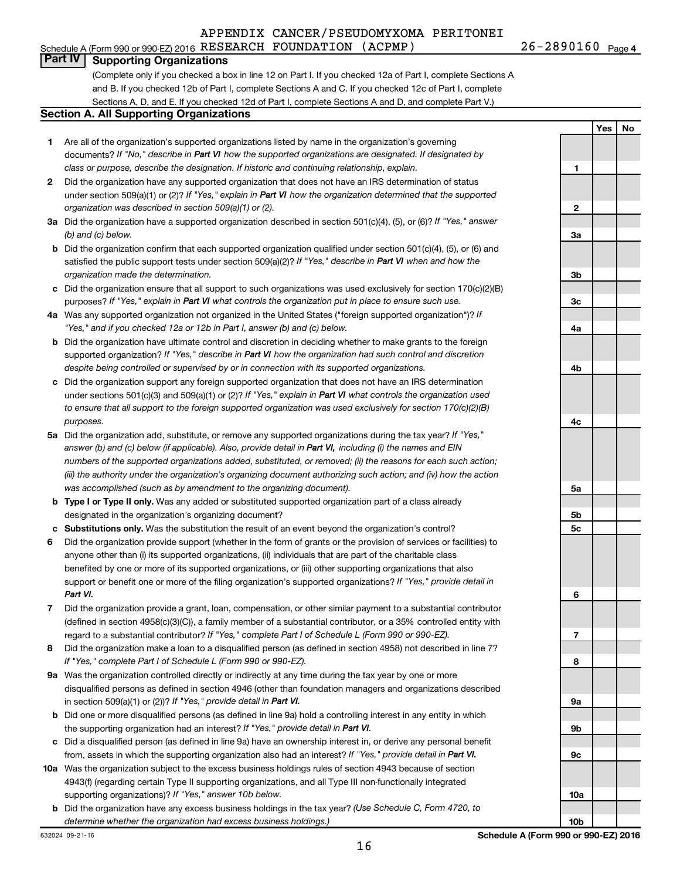APPENDIX CANCER/PSEUDOMYXOMA PERITONEI

Schedule A (Form 990 or 990-EZ) 2016 RESEARCH FOUNDATION (ACPMP) 26-2890160 Page 4

## Part IV Supporting Organizations

(Complete only if you checked a box in line 12 on Part I. If you checked 12a of Part I, complete Sections A and B. If you checked 12b of Part I, complete Sections A and C. If you checked 12c of Part I, complete Sections A, D, and E. If you checked 12d of Part I, complete Sections A and D, and complete Part V.)

### Section A. All Supporting Organizations

| | | | Yes | No |
|---|---|---|---|---|
| **1** | Are all of the organization's supported organizations listed by name in the organization's governing documents? *If "No," describe in* ***Part VI*** *how the supported organizations are designated. If designated by class or purpose, describe the designation. If historic and continuing relationship, explain.* | 1 | | |
| **2** | Did the organization have any supported organization that does not have an IRS determination of status under section 509(a)(1) or (2)? *If "Yes," explain in* ***Part VI*** *how the organization determined that the supported organization was described in section 509(a)(1) or (2).* | 2 | | |
| **3a** | Did the organization have a supported organization described in section 501(c)(4), (5), or (6)? *If "Yes," answer (b) and (c) below.* | 3a | | |
| **b** | Did the organization confirm that each supported organization qualified under section 501(c)(4), (5), or (6) and satisfied the public support tests under section 509(a)(2)? *If "Yes," describe in* ***Part VI*** *when and how the organization made the determination.* | 3b | | |
| **c** | Did the organization ensure that all support to such organizations was used exclusively for section 170(c)(2)(B) purposes? *If "Yes," explain in* ***Part VI*** *what controls the organization put in place to ensure such use.* | 3c | | |
| **4a** | Was any supported organization not organized in the United States ("foreign supported organization")? *If "Yes," and if you checked 12a or 12b in Part I, answer (b) and (c) below.* | 4a | | |
| **b** | Did the organization have ultimate control and discretion in deciding whether to make grants to the foreign supported organization? *If "Yes," describe in* ***Part VI*** *how the organization had such control and discretion despite being controlled or supervised by or in connection with its supported organizations.* | 4b | | |
| **c** | Did the organization support any foreign supported organization that does not have an IRS determination under sections 501(c)(3) and 509(a)(1) or (2)? *If "Yes," explain in* ***Part VI*** *what controls the organization used to ensure that all support to the foreign supported organization was used exclusively for section 170(c)(2)(B) purposes.* | 4c | | |
| **5a** | Did the organization add, substitute, or remove any supported organizations during the tax year? *If "Yes," answer (b) and (c) below (if applicable). Also, provide detail in* ***Part VI,*** *including (i) the names and EIN numbers of the supported organizations added, substituted, or removed; (ii) the reasons for each such action; (iii) the authority under the organization's organizing document authorizing such action; and (iv) how the action was accomplished (such as by amendment to the organizing document).* | 5a | | |
| **b** | **Type I or Type II only.** Was any added or substituted supported organization part of a class already designated in the organization's organizing document? | 5b | | |
| **c** | **Substitutions only.** Was the substitution the result of an event beyond the organization's control? | 5c | | |
| **6** | Did the organization provide support (whether in the form of grants or the provision of services or facilities) to anyone other than (i) its supported organizations, (ii) individuals that are part of the charitable class benefited by one or more of its supported organizations, or (iii) other supporting organizations that also support or benefit one or more of the filing organization's supported organizations? *If "Yes," provide detail in* ***Part VI.*** | 6 | | |
| **7** | Did the organization provide a grant, loan, compensation, or other similar payment to a substantial contributor (defined in section 4958(c)(3)(C)), a family member of a substantial contributor, or a 35% controlled entity with regard to a substantial contributor? *If "Yes," complete Part I of Schedule L (Form 990 or 990-EZ).* | 7 | | |
| **8** | Did the organization make a loan to a disqualified person (as defined in section 4958) not described in line 7? *If "Yes," complete Part I of Schedule L (Form 990 or 990-EZ).* | 8 | | |
| **9a** | Was the organization controlled directly or indirectly at any time during the tax year by one or more disqualified persons as defined in section 4946 (other than foundation managers and organizations described in section 509(a)(1) or (2))? *If "Yes," provide detail in* ***Part VI.*** | 9a | | |
| **b** | Did one or more disqualified persons (as defined in line 9a) hold a controlling interest in any entity in which the supporting organization had an interest? *If "Yes," provide detail in* ***Part VI.*** | 9b | | |
| **c** | Did a disqualified person (as defined in line 9a) have an ownership interest in, or derive any personal benefit from, assets in which the supporting organization also had an interest? *If "Yes," provide detail in* ***Part VI.*** | 9c | | |
| **10a** | Was the organization subject to the excess business holdings rules of section 4943 because of section 4943(f) (regarding certain Type II supporting organizations, and all Type III non-functionally integrated supporting organizations)? *If "Yes," answer 10b below.* | 10a | | |
| **b** | Did the organization have any excess business holdings in the tax year? *(Use Schedule C, Form 4720, to determine whether the organization had excess business holdings.)* | 10b | | |

632024 09-21-16

**Schedule A (Form 990 or 990-EZ) 2016**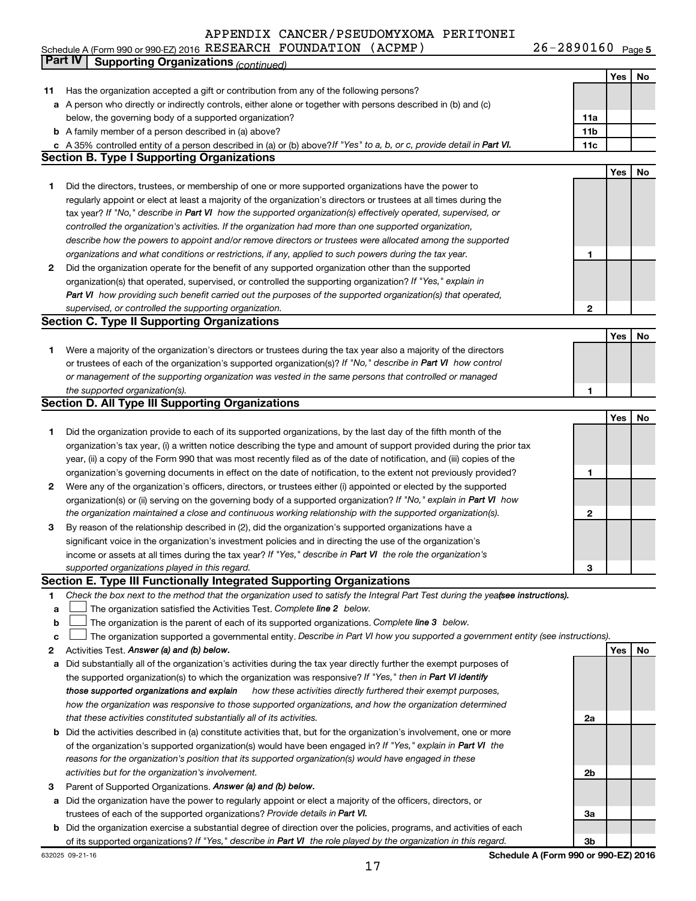Schedule A (Form 990 or 990-EZ) 2016 APPENDIX CANCER/PSEUDOMYXOMA PERITONEI RESEARCH FOUNDATION (ACPMP) 26-2890160 Page 5

**Part IV Supporting Organizations** *(continued)*

| | | | Yes | No |
|---|---|---|---|---|
| **11** | Has the organization accepted a gift or contribution from any of the following persons? | | | |
| **a** | A person who directly or indirectly controls, either alone or together with persons described in (b) and (c) below, the governing body of a supported organization? | **11a** | | |
| **b** | A family member of a person described in (a) above? | **11b** | | |
| **c** | A 35% controlled entity of a person described in (a) or (b) above? *If "Yes" to a, b, or c, provide detail in **Part VI.*** | **11c** | | |

**Section B. Type I Supporting Organizations**

| | | | Yes | No |
|---|---|---|---|---|
| **1** | Did the directors, trustees, or membership of one or more supported organizations have the power to regularly appoint or elect at least a majority of the organization's directors or trustees at all times during the tax year? *If "No," describe in **Part VI** how the supported organization(s) effectively operated, supervised, or controlled the organization's activities. If the organization had more than one supported organization, describe how the powers to appoint and/or remove directors or trustees were allocated among the supported organizations and what conditions or restrictions, if any, applied to such powers during the tax year.* | **1** | | |
| **2** | Did the organization operate for the benefit of any supported organization other than the supported organization(s) that operated, supervised, or controlled the supporting organization? *If "Yes," explain in **Part VI** how providing such benefit carried out the purposes of the supported organization(s) that operated, supervised, or controlled the supporting organization.* | **2** | | |

**Section C. Type II Supporting Organizations**

| | | | Yes | No |
|---|---|---|---|---|
| **1** | Were a majority of the organization's directors or trustees during the tax year also a majority of the directors or trustees of each of the organization's supported organization(s)? *If "No," describe in **Part VI** how control or management of the supporting organization was vested in the same persons that controlled or managed the supported organization(s).* | **1** | | |

**Section D. All Type III Supporting Organizations**

| | | | Yes | No |
|---|---|---|---|---|
| **1** | Did the organization provide to each of its supported organizations, by the last day of the fifth month of the organization's tax year, (i) a written notice describing the type and amount of support provided during the prior tax year, (ii) a copy of the Form 990 that was most recently filed as of the date of notification, and (iii) copies of the organization's governing documents in effect on the date of notification, to the extent not previously provided? | **1** | | |
| **2** | Were any of the organization's officers, directors, or trustees either (i) appointed or elected by the supported organization(s) or (ii) serving on the governing body of a supported organization? *If "No," explain in **Part VI** how the organization maintained a close and continuous working relationship with the supported organization(s).* | **2** | | |
| **3** | By reason of the relationship described in (2), did the organization's supported organizations have a significant voice in the organization's investment policies and in directing the use of the organization's income or assets at all times during the tax year? *If "Yes," describe in **Part VI** the role the organization's supported organizations played in this regard.* | **3** | | |

**Section E. Type III Functionally Integrated Supporting Organizations**

**1** *Check the box next to the method that the organization used to satisfy the Integral Part Test during the year **(see instructions).***

**a** ☐ The organization satisfied the Activities Test. *Complete **line 2** below.*

**b** ☐ The organization is the parent of each of its supported organizations. *Complete **line 3** below.*

**c** ☐ The organization supported a governmental entity. *Describe in Part VI how you supported a government entity (see instructions).*

| | | | Yes | No |
|---|---|---|---|---|
| **2** | Activities Test. ***Answer (a) and (b) below.*** | | | |
| **a** | Did substantially all of the organization's activities during the tax year directly further the exempt purposes of the supported organization(s) to which the organization was responsive? *If "Yes," then in **Part VI identify those supported organizations and explain** how these activities directly furthered their exempt purposes, how the organization was responsive to those supported organizations, and how the organization determined that these activities constituted substantially all of its activities.* | **2a** | | |
| **b** | Did the activities described in (a) constitute activities that, but for the organization's involvement, one or more of the organization's supported organization(s) would have been engaged in? *If "Yes," explain in **Part VI** the reasons for the organization's position that its supported organization(s) would have engaged in these activities but for the organization's involvement.* | **2b** | | |
| **3** | Parent of Supported Organizations. ***Answer (a) and (b) below.*** | | | |
| **a** | Did the organization have the power to regularly appoint or elect a majority of the officers, directors, or trustees of each of the supported organizations? *Provide details in **Part VI.*** | **3a** | | |
| **b** | Did the organization exercise a substantial degree of direction over the policies, programs, and activities of each of its supported organizations? *If "Yes," describe in **Part VI** the role played by the organization in this regard.* | **3b** | | |

632025 09-21-16 **Schedule A (Form 990 or 990-EZ) 2016**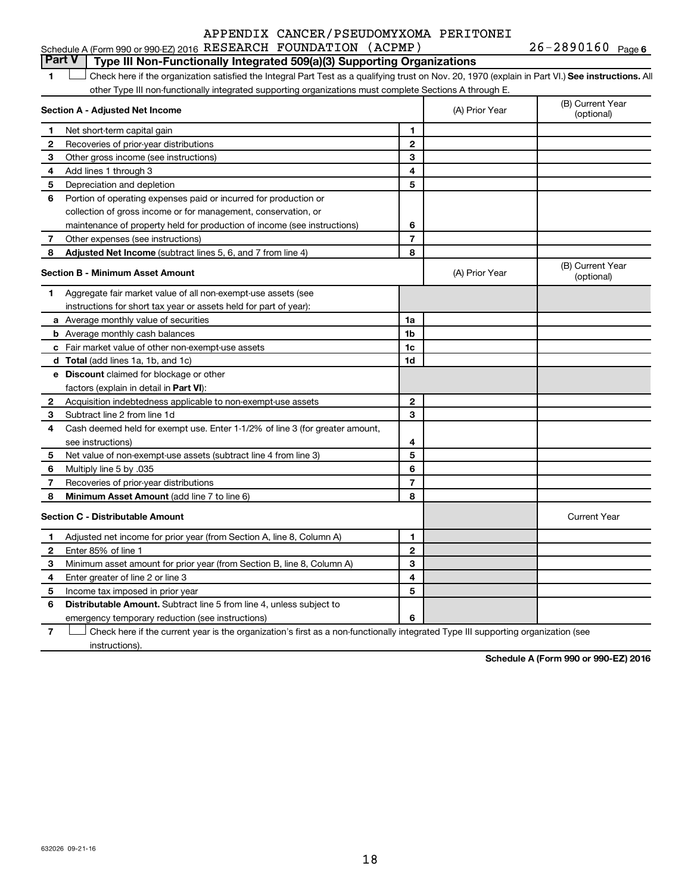APPENDIX CANCER/PSEUDOMYXOMA PERITONEI

Schedule A (Form 990 or 990-EZ) 2016 RESEARCH FOUNDATION (ACPMP) 26-2890160 Page 6

## Part V Type III Non-Functionally Integrated 509(a)(3) Supporting Organizations

1 ☐ Check here if the organization satisfied the Integral Part Test as a qualifying trust on Nov. 20, 1970 (explain in Part VI.) **See instructions.** All other Type III non-functionally integrated supporting organizations must complete Sections A through E.

| **Section A - Adjusted Net Income** | | (A) Prior Year | (B) Current Year (optional) |
|---|---|---|---|
| 1 Net short-term capital gain | 1 | | |
| 2 Recoveries of prior-year distributions | 2 | | |
| 3 Other gross income (see instructions) | 3 | | |
| 4 Add lines 1 through 3 | 4 | | |
| 5 Depreciation and depletion | 5 | | |
| 6 Portion of operating expenses paid or incurred for production or collection of gross income or for management, conservation, or maintenance of property held for production of income (see instructions) | 6 | | |
| 7 Other expenses (see instructions) | 7 | | |
| 8 **Adjusted Net Income** (subtract lines 5, 6, and 7 from line 4) | 8 | | |

| **Section B - Minimum Asset Amount** | | (A) Prior Year | (B) Current Year (optional) |
|---|---|---|---|
| 1 Aggregate fair market value of all non-exempt-use assets (see instructions for short tax year or assets held for part of year): | | | |
| a Average monthly value of securities | 1a | | |
| b Average monthly cash balances | 1b | | |
| c Fair market value of other non-exempt-use assets | 1c | | |
| d **Total** (add lines 1a, 1b, and 1c) | 1d | | |
| e **Discount** claimed for blockage or other factors (explain in detail in **Part VI**): | | | |
| 2 Acquisition indebtedness applicable to non-exempt-use assets | 2 | | |
| 3 Subtract line 2 from line 1d | 3 | | |
| 4 Cash deemed held for exempt use. Enter 1-1/2% of line 3 (for greater amount, see instructions) | 4 | | |
| 5 Net value of non-exempt-use assets (subtract line 4 from line 3) | 5 | | |
| 6 Multiply line 5 by .035 | 6 | | |
| 7 Recoveries of prior-year distributions | 7 | | |
| 8 **Minimum Asset Amount** (add line 7 to line 6) | 8 | | |

| **Section C - Distributable Amount** | | | Current Year |
|---|---|---|---|
| 1 Adjusted net income for prior year (from Section A, line 8, Column A) | 1 | | |
| 2 Enter 85% of line 1 | 2 | | |
| 3 Minimum asset amount for prior year (from Section B, line 8, Column A) | 3 | | |
| 4 Enter greater of line 2 or line 3 | 4 | | |
| 5 Income tax imposed in prior year | 5 | | |
| 6 **Distributable Amount.** Subtract line 5 from line 4, unless subject to emergency temporary reduction (see instructions) | 6 | | |

7 ☐ Check here if the current year is the organization's first as a non-functionally integrated Type III supporting organization (see instructions).

**Schedule A (Form 990 or 990-EZ) 2016**

632026 09-21-16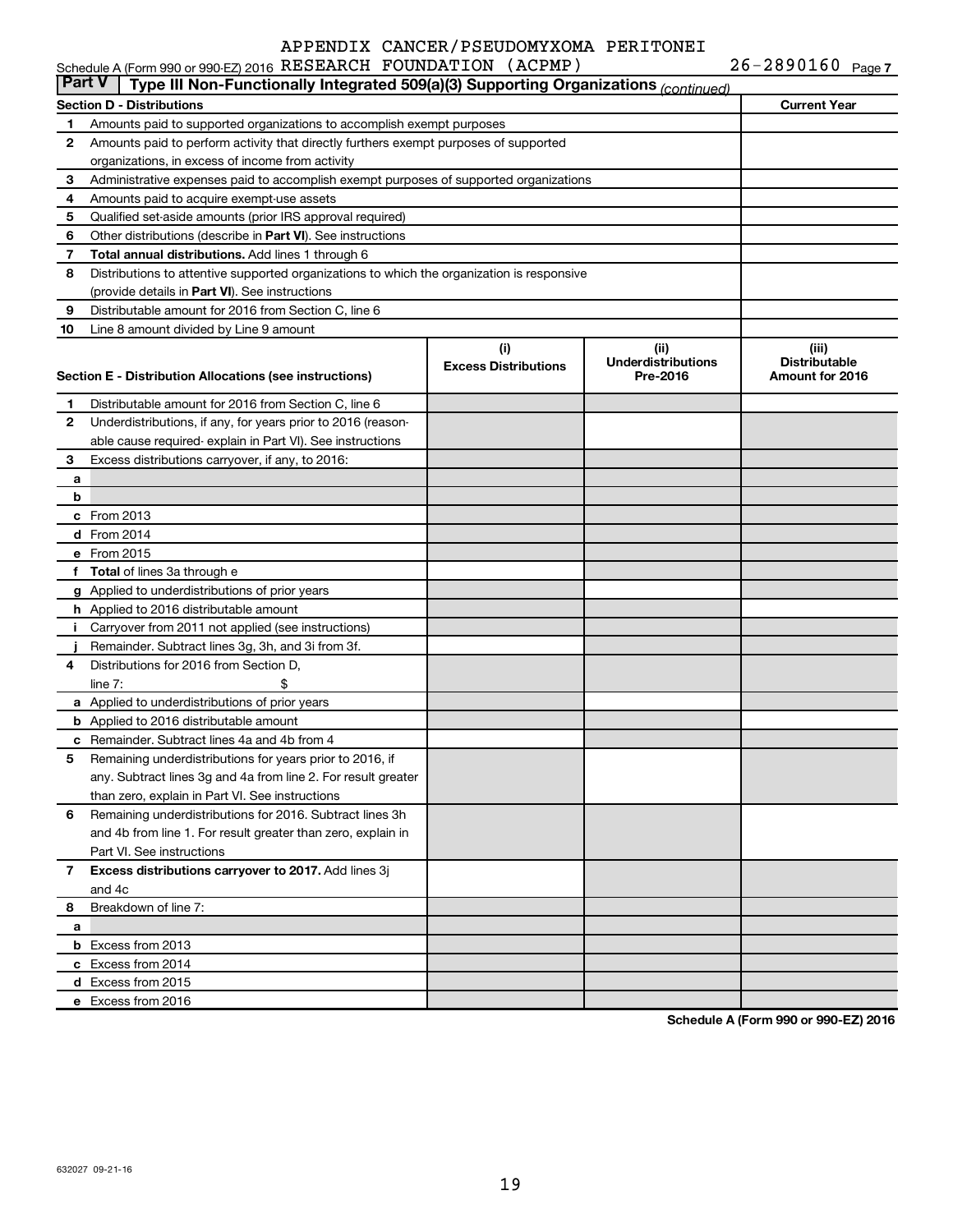APPENDIX CANCER/PSEUDOMYXOMA PERITONEI

Schedule A (Form 990 or 990-EZ) 2016 RESEARCH FOUNDATION (ACPMP) 26-2890160 Page 7

**Part V — Type III Non-Functionally Integrated 509(a)(3) Supporting Organizations** *(continued)*

| Section D - Distributions | | Current Year |
|---|---|---|
| 1 | Amounts paid to supported organizations to accomplish exempt purposes | |
| 2 | Amounts paid to perform activity that directly furthers exempt purposes of supported organizations, in excess of income from activity | |
| 3 | Administrative expenses paid to accomplish exempt purposes of supported organizations | |
| 4 | Amounts paid to acquire exempt-use assets | |
| 5 | Qualified set-aside amounts (prior IRS approval required) | |
| 6 | Other distributions (describe in **Part VI**). See instructions | |
| 7 | **Total annual distributions.** Add lines 1 through 6 | |
| 8 | Distributions to attentive supported organizations to which the organization is responsive (provide details in **Part VI**). See instructions | |
| 9 | Distributable amount for 2016 from Section C, line 6 | |
| 10 | Line 8 amount divided by Line 9 amount | |

| Section E - Distribution Allocations (see instructions) | | (i) Excess Distributions | (ii) Underdistributions Pre-2016 | (iii) Distributable Amount for 2016 |
|---|---|---|---|---|
| 1 | Distributable amount for 2016 from Section C, line 6 | | | |
| 2 | Underdistributions, if any, for years prior to 2016 (reasonable cause required- explain in Part VI). See instructions | | | |
| 3 | Excess distributions carryover, if any, to 2016: | | | |
| a | | | | |
| b | | | | |
| c | From 2013 | | | |
| d | From 2014 | | | |
| e | From 2015 | | | |
| f | **Total** of lines 3a through e | | | |
| g | Applied to underdistributions of prior years | | | |
| h | Applied to 2016 distributable amount | | | |
| i | Carryover from 2011 not applied (see instructions) | | | |
| j | Remainder. Subtract lines 3g, 3h, and 3i from 3f. | | | |
| 4 | Distributions for 2016 from Section D, line 7: $ | | | |
| a | Applied to underdistributions of prior years | | | |
| b | Applied to 2016 distributable amount | | | |
| c | Remainder. Subtract lines 4a and 4b from 4 | | | |
| 5 | Remaining underdistributions for years prior to 2016, if any. Subtract lines 3g and 4a from line 2. For result greater than zero, explain in Part VI. See instructions | | | |
| 6 | Remaining underdistributions for 2016. Subtract lines 3h and 4b from line 1. For result greater than zero, explain in Part VI. See instructions | | | |
| 7 | **Excess distributions carryover to 2017.** Add lines 3j and 4c | | | |
| 8 | Breakdown of line 7: | | | |
| a | | | | |
| b | Excess from 2013 | | | |
| c | Excess from 2014 | | | |
| d | Excess from 2015 | | | |
| e | Excess from 2016 | | | |

**Schedule A (Form 990 or 990-EZ) 2016**

632027 09-21-16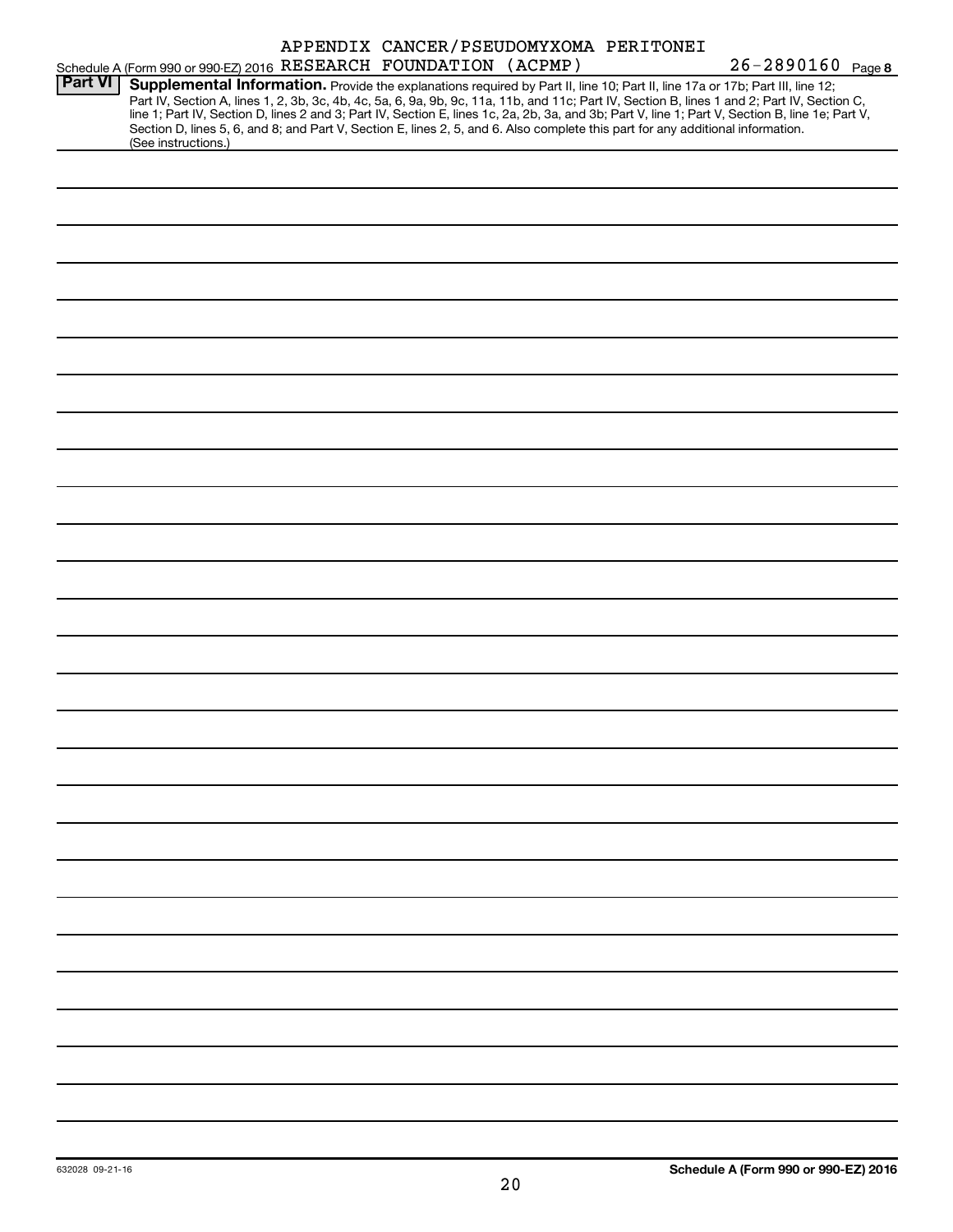APPENDIX CANCER/PSEUDOMYXOMA PERITONEI

Schedule A (Form 990 or 990-EZ) 2016 RESEARCH FOUNDATION (ACPMP) 26-2890160 Page **8**

**Part VI** **Supplemental Information.** Provide the explanations required by Part II, line 10; Part II, line 17a or 17b; Part III, line 12; Part IV, Section A, lines 1, 2, 3b, 3c, 4b, 4c, 5a, 6, 9a, 9b, 9c, 11a, 11b, and 11c; Part IV, Section B, lines 1 and 2; Part IV, Section C, line 1; Part IV, Section D, lines 2 and 3; Part IV, Section E, lines 1c, 2a, 2b, 3a, and 3b; Part V, line 1; Part V, Section B, line 1e; Part V, Section D, lines 5, 6, and 8; and Part V, Section E, lines 2, 5, and 6. Also complete this part for any additional information. (See instructions.)

632028 09-21-16 **Schedule A (Form 990 or 990-EZ) 2016**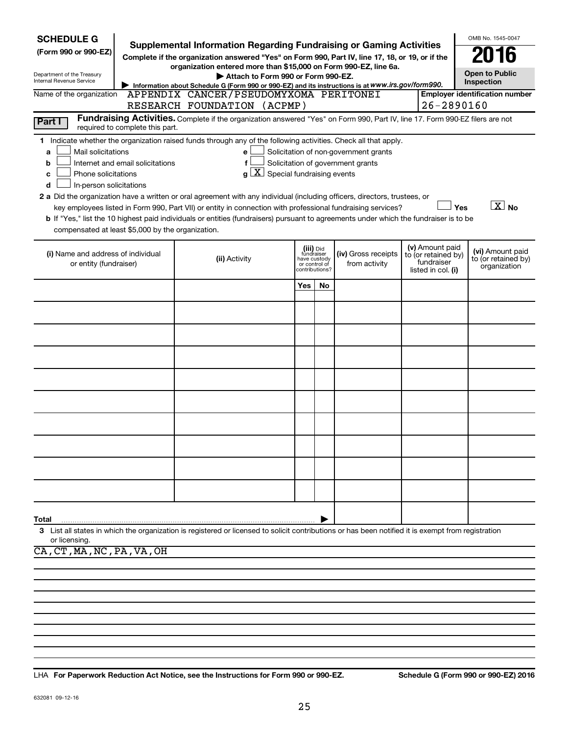**SCHEDULE G**
**(Form 990 or 990-EZ)**

Department of the Treasury
Internal Revenue Service

# Supplemental Information Regarding Fundraising or Gaming Activities

**Complete if the organization answered "Yes" on Form 990, Part IV, line 17, 18, or 19, or if the organization entered more than $15,000 on Form 990-EZ, line 6a.**

▶ **Attach to Form 990 or Form 990-EZ.**

▶ **Information about Schedule G (Form 990 or 990-EZ) and its instructions is at *www.irs.gov/form990*.**

OMB No. 1545-0047

**2016**

**Open to Public Inspection**

Name of the organization: APPENDIX CANCER/PSEUDOMYXOMA PERITONEI RESEARCH FOUNDATION (ACPMP)

**Employer identification number:** 26-2890160

**Part I** **Fundraising Activities.** Complete if the organization answered "Yes" on Form 990, Part IV, line 17. Form 990-EZ filers are not required to complete this part.

**1** Indicate whether the organization raised funds through any of the following activities. Check all that apply.

- **a** [ ] Mail solicitations
- **b** [ ] Internet and email solicitations
- **c** [ ] Phone solicitations
- **d** [ ] In-person solicitations
- **e** [ ] Solicitation of non-government grants
- **f** [ ] Solicitation of government grants
- **g** [X] Special fundraising events

**2 a** Did the organization have a written or oral agreement with any individual (including officers, directors, trustees, or key employees listed in Form 990, Part VII) or entity in connection with professional fundraising services? [ ] **Yes** [X] **No**

**b** If "Yes," list the 10 highest paid individuals or entities (fundraisers) pursuant to agreements under which the fundraiser is to be compensated at least $5,000 by the organization.

| (i) Name and address of individual or entity (fundraiser) | (ii) Activity | (iii) Did fundraiser have custody or control of contributions? Yes | No | (iv) Gross receipts from activity | (v) Amount paid to (or retained by) fundraiser listed in col. (i) | (vi) Amount paid to (or retained by) organization |
|---|---|---|---|---|---|---|
| | | | | | | |
| | | | | | | |
| | | | | | | |
| | | | | | | |
| | | | | | | |
| | | | | | | |
| | | | | | | |
| | | | | | | |
| | | | | | | |
| | | | | | | |
| **Total** | | | ▶ | | | |

**3** List all states in which the organization is registered or licensed to solicit contributions or has been notified it is exempt from registration or licensing.

CA, CT, MA, NC, PA, VA, OH

LHA **For Paperwork Reduction Act Notice, see the Instructions for Form 990 or 990-EZ.** **Schedule G (Form 990 or 990-EZ) 2016**

632081 09-12-16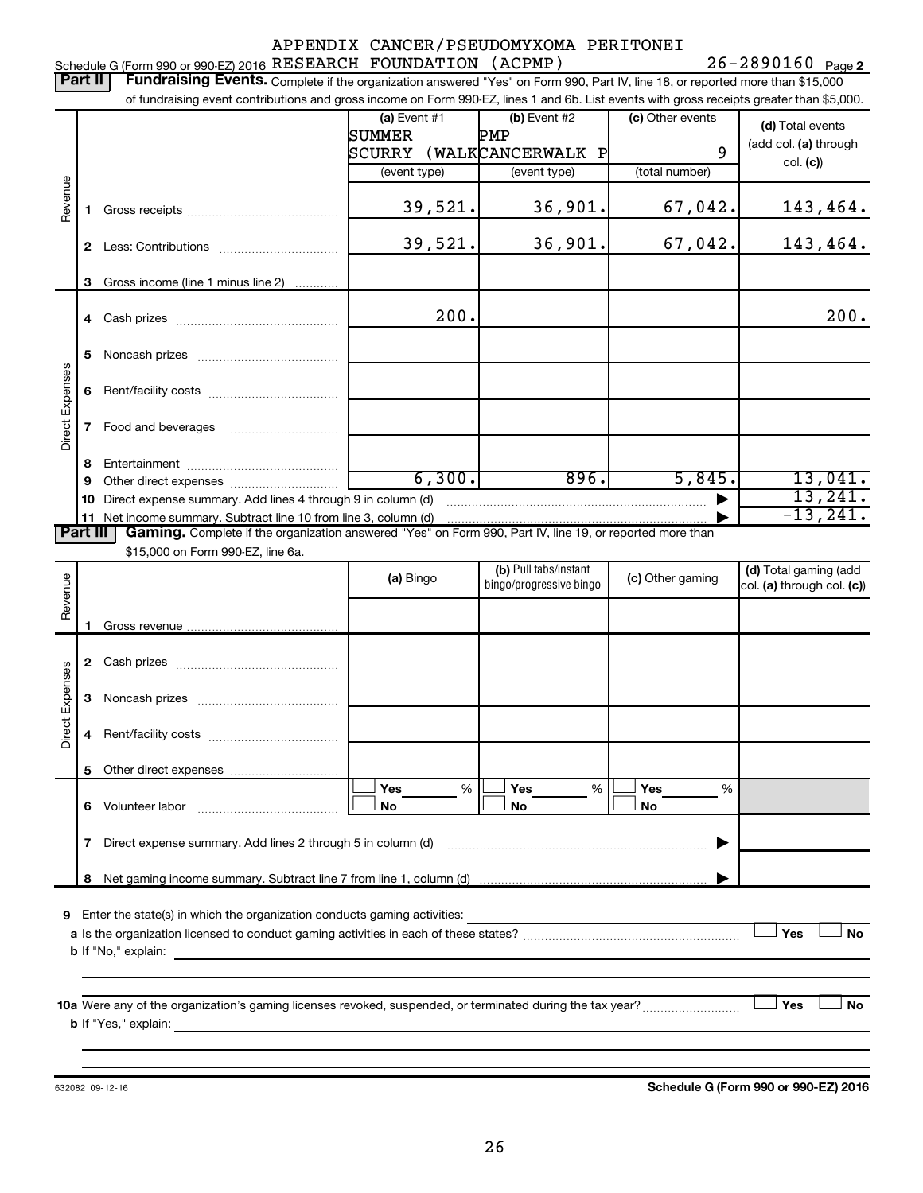Schedule G (Form 990 or 990-EZ) 2016 APPENDIX CANCER/PSEUDOMYXOMA PERITONEI RESEARCH FOUNDATION (ACPMP) 26-2890160 Page **2**

**Part II** **Fundraising Events.** Complete if the organization answered "Yes" on Form 990, Part IV, line 18, or reported more than $15,000 of fundraising event contributions and gross income on Form 990-EZ, lines 1 and 6b. List events with gross receipts greater than $5,000.

| | | (a) Event #1 SUMMER SCURRY (WALK (event type) | (b) Event #2 PMP CANCERWALK P (event type) | (c) Other events 9 (total number) | (d) Total events (add col. (a) through col. (c)) |
|---|---|---|---|---|---|
| Revenue | 1 Gross receipts | 39,521. | 36,901. | 67,042. | 143,464. |
| | 2 Less: Contributions | 39,521. | 36,901. | 67,042. | 143,464. |
| | 3 Gross income (line 1 minus line 2) | | | | |
| Direct Expenses | 4 Cash prizes | 200. | | | 200. |
| | 5 Noncash prizes | | | | |
| | 6 Rent/facility costs | | | | |
| | 7 Food and beverages | | | | |
| | 8 Entertainment | | | | |
| | 9 Other direct expenses | 6,300. | 896. | 5,845. | 13,041. |
| | 10 Direct expense summary. Add lines 4 through 9 in column (d) | | | | 13,241. |
| | 11 Net income summary. Subtract line 10 from line 3, column (d) | | | | -13,241. |

**Part III** **Gaming.** Complete if the organization answered "Yes" on Form 990, Part IV, line 19, or reported more than $15,000 on Form 990-EZ, line 6a.

| | | (a) Bingo | (b) Pull tabs/instant bingo/progressive bingo | (c) Other gaming | (d) Total gaming (add col. (a) through col. (c)) |
|---|---|---|---|---|---|
| Revenue | 1 Gross revenue | | | | |
| Direct Expenses | 2 Cash prizes | | | | |
| | 3 Noncash prizes | | | | |
| | 4 Rent/facility costs | | | | |
| | 5 Other direct expenses | | | | |
| | 6 Volunteer labor | ☐ Yes ___ % ☐ No | ☐ Yes ___ % ☐ No | ☐ Yes ___ % ☐ No | |
| | 7 Direct expense summary. Add lines 2 through 5 in column (d) | | | | |
| | 8 Net gaming income summary. Subtract line 7 from line 1, column (d) | | | | |

**9** Enter the state(s) in which the organization conducts gaming activities:

**a** Is the organization licensed to conduct gaming activities in each of these states? ☐ Yes ☐ No

**b** If "No," explain:

**10a** Were any of the organization's gaming licenses revoked, suspended, or terminated during the tax year? ☐ Yes ☐ No

**b** If "Yes," explain:

632082 09-12-16

**Schedule G (Form 990 or 990-EZ) 2016**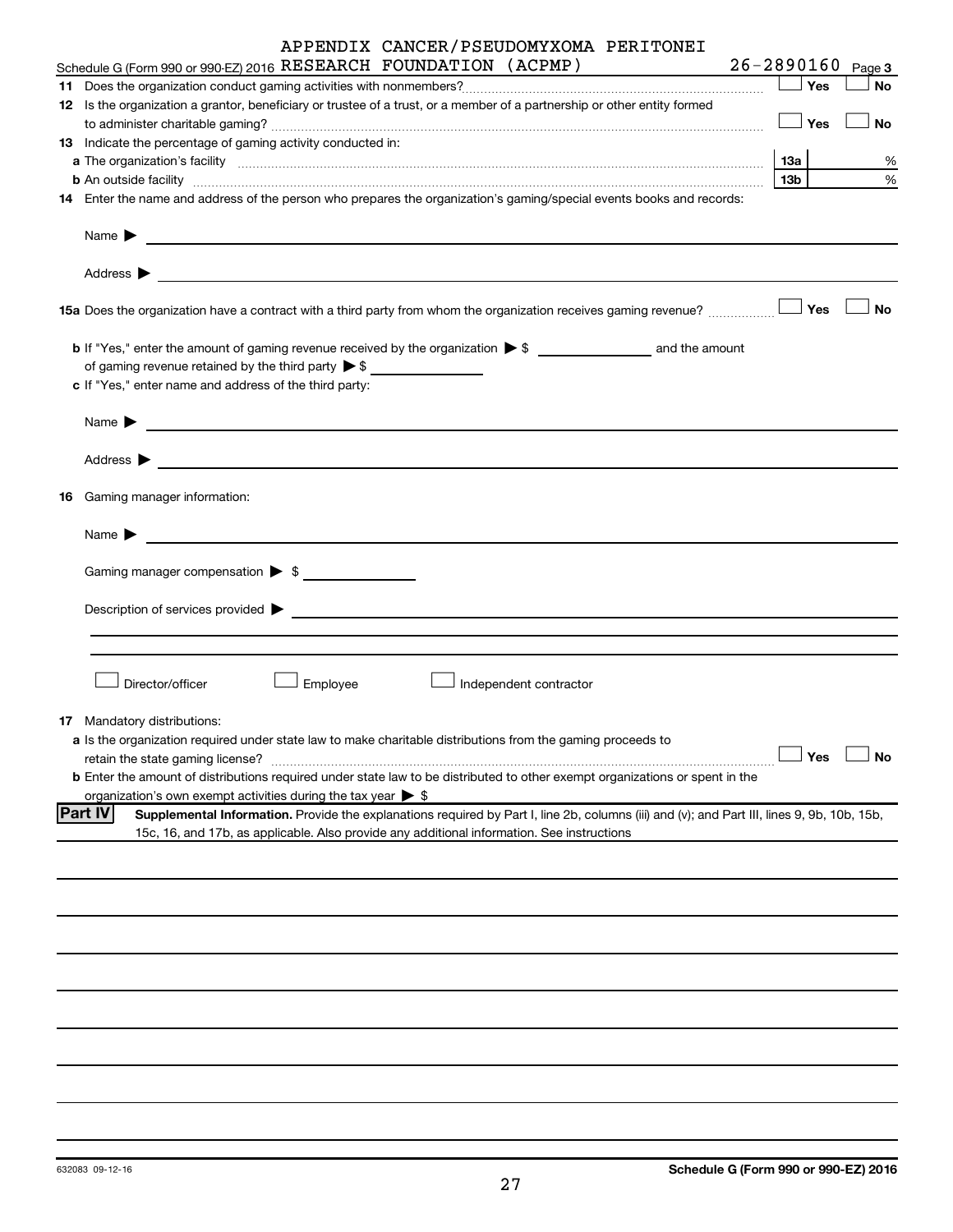Schedule G (Form 990 or 990-EZ) 2016 APPENDIX CANCER/PSEUDOMYXOMA PERITONEI RESEARCH FOUNDATION (ACPMP) 26-2890160 Page **3**

**11** Does the organization conduct gaming activities with nonmembers? ☐ Yes ☐ No

**12** Is the organization a grantor, beneficiary or trustee of a trust, or a member of a partnership or other entity formed to administer charitable gaming? ☐ Yes ☐ No

**13** Indicate the percentage of gaming activity conducted in:

**a** The organization's facility **13a** %

**b** An outside facility **13b** %

**14** Enter the name and address of the person who prepares the organization's gaming/special events books and records:

Name ▶

Address ▶

**15a** Does the organization have a contract with a third party from whom the organization receives gaming revenue? ☐ Yes ☐ No

**b** If "Yes," enter the amount of gaming revenue received by the organization ▶ $ ______ and the amount of gaming revenue retained by the third party ▶ $ ______

**c** If "Yes," enter name and address of the third party:

Name ▶

Address ▶

**16** Gaming manager information:

Name ▶

Gaming manager compensation ▶ $

Description of services provided ▶

☐ Director/officer ☐ Employee ☐ Independent contractor

**17** Mandatory distributions:

**a** Is the organization required under state law to make charitable distributions from the gaming proceeds to retain the state gaming license? ☐ Yes ☐ No

**b** Enter the amount of distributions required under state law to be distributed to other exempt organizations or spent in the organization's own exempt activities during the tax year ▶ $

**Part IV** **Supplemental Information.** Provide the explanations required by Part I, line 2b, columns (iii) and (v); and Part III, lines 9, 9b, 10b, 15b, 15c, 16, and 17b, as applicable. Also provide any additional information. See instructions

632083 09-12-16 **Schedule G (Form 990 or 990-EZ) 2016**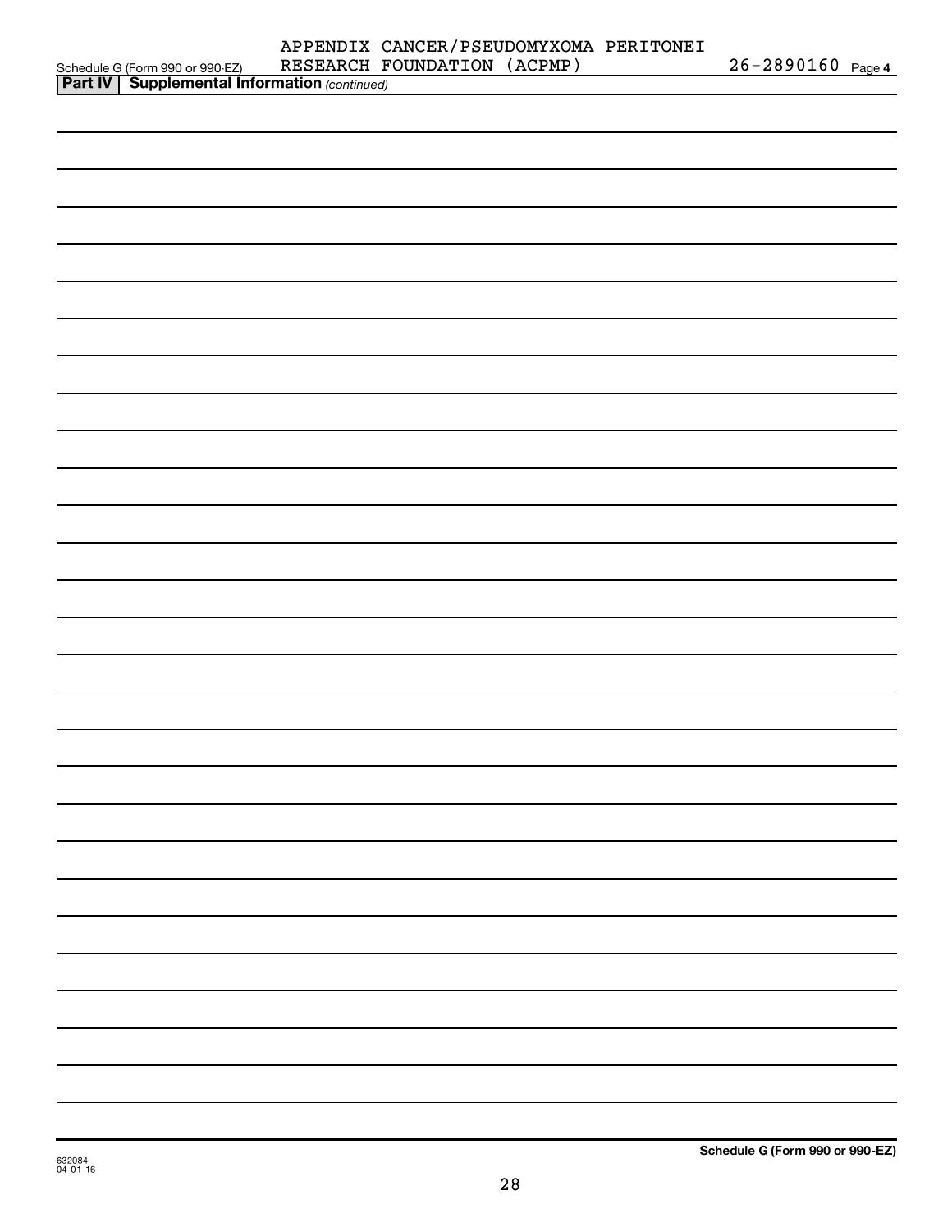Schedule G (Form 990 or 990-EZ) APPENDIX CANCER/PSEUDOMYXOMA PERITONEI RESEARCH FOUNDATION (ACPMP) 26-2890160 Page 4

**Part IV | Supplemental Information** *(continued)*

**Schedule G (Form 990 or 990-EZ)**

632084
04-01-16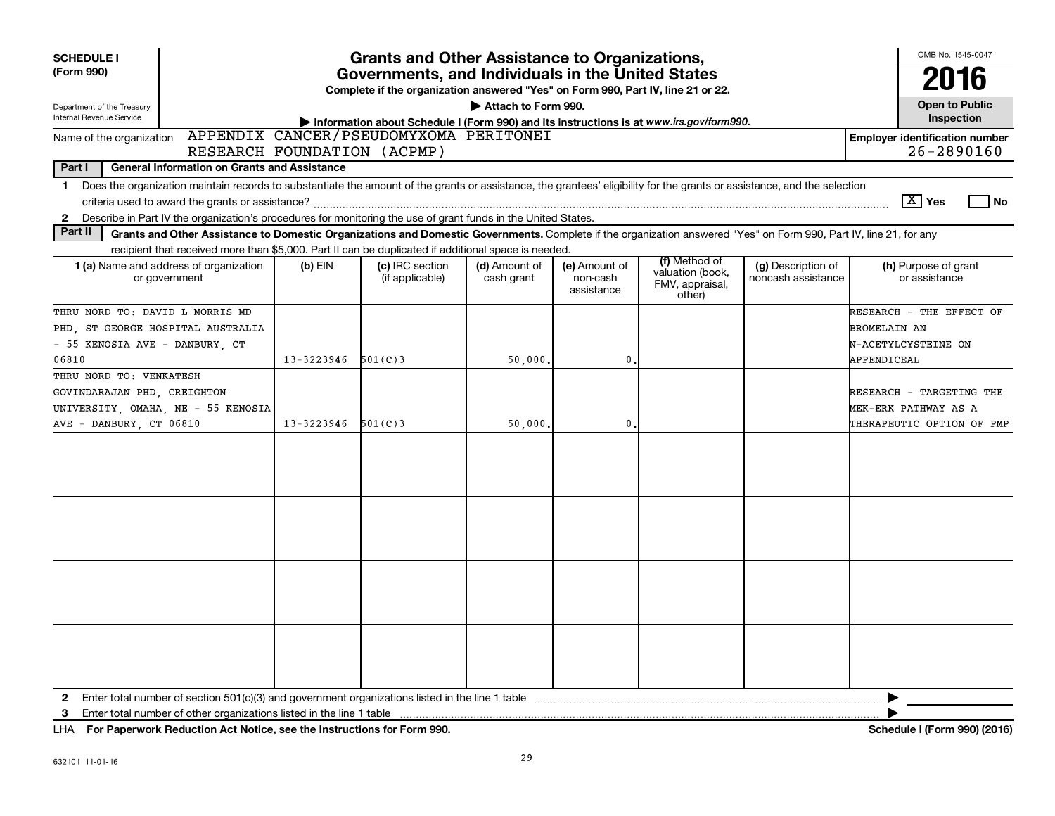**SCHEDULE I (Form 990)**

Department of the Treasury
Internal Revenue Service

# Grants and Other Assistance to Organizations, Governments, and Individuals in the United States

**Complete if the organization answered "Yes" on Form 990, Part IV, line 21 or 22.**

▶ Attach to Form 990.

▶ Information about Schedule I (Form 990) and its instructions is at *www.irs.gov/form990.*

OMB No. 1545-0047

**2016**

**Open to Public Inspection**

Name of the organization: APPENDIX CANCER/PSEUDOMYXOMA PERITONEI RESEARCH FOUNDATION (ACPMP)

**Employer identification number** 26-2890160

**Part I — General Information on Grants and Assistance**

1 Does the organization maintain records to substantiate the amount of the grants or assistance, the grantees' eligibility for the grants or assistance, and the selection criteria used to award the grants or assistance? [X] Yes [ ] No

2 Describe in Part IV the organization's procedures for monitoring the use of grant funds in the United States.

**Part II — Grants and Other Assistance to Domestic Organizations and Domestic Governments.** Complete if the organization answered "Yes" on Form 990, Part IV, line 21, for any recipient that received more than $5,000. Part II can be duplicated if additional space is needed.

| 1 (a) Name and address of organization or government | (b) EIN | (c) IRC section (if applicable) | (d) Amount of cash grant | (e) Amount of non-cash assistance | (f) Method of valuation (book, FMV, appraisal, other) | (g) Description of noncash assistance | (h) Purpose of grant or assistance |
|---|---|---|---|---|---|---|---|
| THRU NORD TO: DAVID L MORRIS MD PHD, ST GEORGE HOSPITAL AUSTRALIA - 55 KENOSIA AVE - DANBURY, CT 06810 | 13-3223946 | 501(C)3 | 50,000. | 0. | | | RESEARCH - THE EFFECT OF BROMELAIN AN N-ACETYLCYSTEINE ON APPENDICEAL |
| THRU NORD TO: VENKATESH GOVINDARAJAN PHD, CREIGHTON UNIVERSITY, OMAHA, NE - 55 KENOSIA AVE - DANBURY, CT 06810 | 13-3223946 | 501(C)3 | 50,000. | 0. | | | RESEARCH - TARGETING THE MEK-ERK PATHWAY AS A THERAPEUTIC OPTION OF PMP |
| | | | | | | | |
| | | | | | | | |
| | | | | | | | |
| | | | | | | | |

2 Enter total number of section 501(c)(3) and government organizations listed in the line 1 table ▶

3 Enter total number of other organizations listed in the line 1 table ▶

LHA **For Paperwork Reduction Act Notice, see the Instructions for Form 990.** **Schedule I (Form 990) (2016)**

632101 11-01-16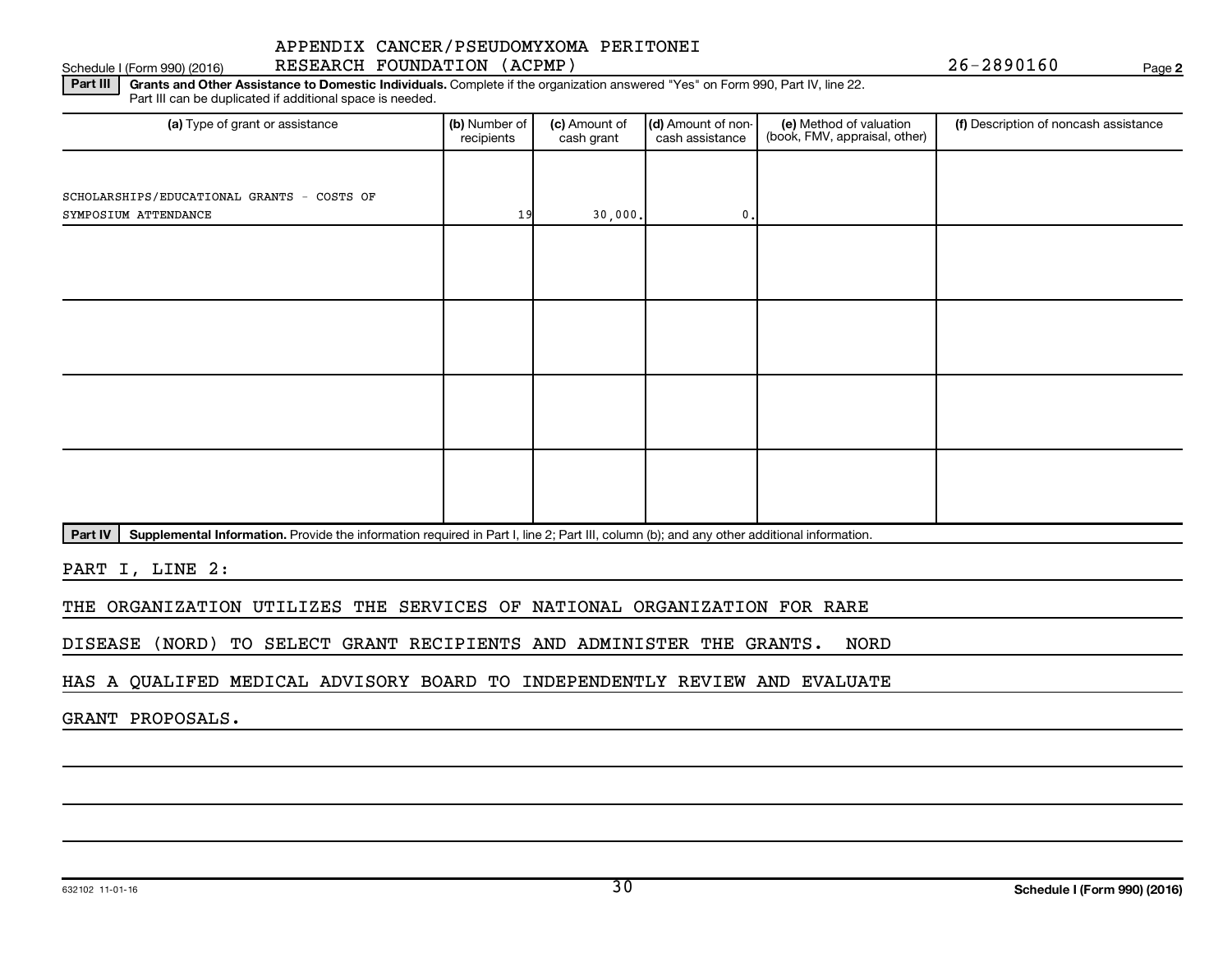APPENDIX CANCER/PSEUDOMYXOMA PERITONEI RESEARCH FOUNDATION (ACPMP) 26-2890160

Schedule I (Form 990) (2016) Page 2

**Part III** **Grants and Other Assistance to Domestic Individuals.** Complete if the organization answered "Yes" on Form 990, Part IV, line 22. Part III can be duplicated if additional space is needed.

| (a) Type of grant or assistance | (b) Number of recipients | (c) Amount of cash grant | (d) Amount of non-cash assistance | (e) Method of valuation (book, FMV, appraisal, other) | (f) Description of noncash assistance |
|---|---|---|---|---|---|
| SCHOLARSHIPS/EDUCATIONAL GRANTS - COSTS OF SYMPOSIUM ATTENDANCE | 19 | 30,000. | 0. | | |
| | | | | | |
| | | | | | |
| | | | | | |
| | | | | | |

**Part IV** **Supplemental Information.** Provide the information required in Part I, line 2; Part III, column (b); and any other additional information.

PART I, LINE 2:

THE ORGANIZATION UTILIZES THE SERVICES OF NATIONAL ORGANIZATION FOR RARE DISEASE (NORD) TO SELECT GRANT RECIPIENTS AND ADMINISTER THE GRANTS. NORD HAS A QUALIFED MEDICAL ADVISORY BOARD TO INDEPENDENTLY REVIEW AND EVALUATE GRANT PROPOSALS.

632102 11-01-16

Schedule I (Form 990) (2016)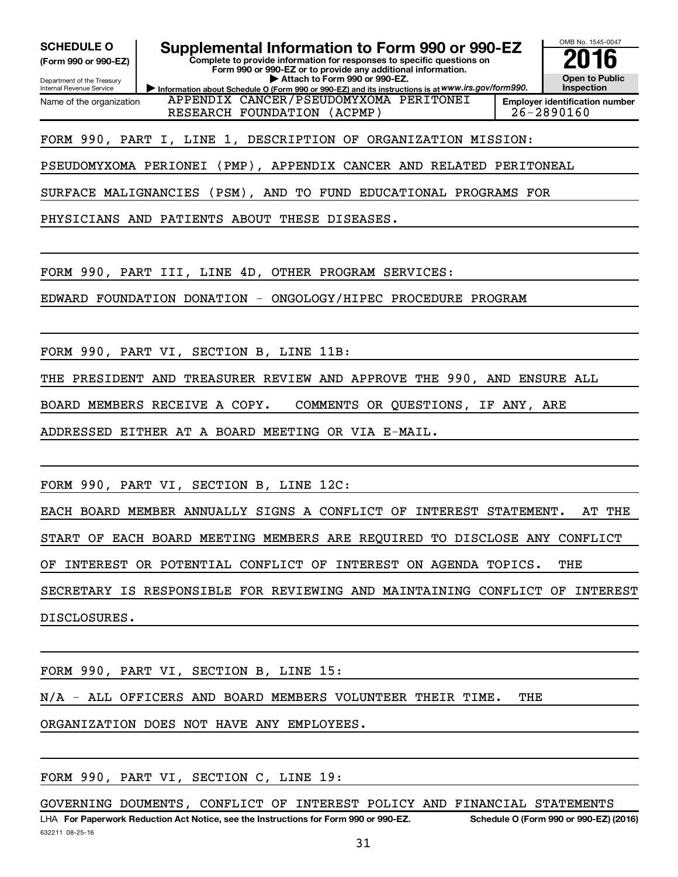**SCHEDULE O** (Form 990 or 990-EZ)

Department of the Treasury
Internal Revenue Service

# Supplemental Information to Form 990 or 990-EZ

**Complete to provide information for responses to specific questions on Form 990 or 990-EZ or to provide any additional information.**

**▶ Attach to Form 990 or 990-EZ.**

**▶ Information about Schedule O (Form 990 or 990-EZ) and its instructions is at** *www.irs.gov/form990.*

OMB No. 1545-0047

**2016**

**Open to Public Inspection**

| Name of the organization | Employer identification number |
|---|---|
| APPENDIX CANCER/PSEUDOMYXOMA PERITONEI RESEARCH FOUNDATION (ACPMP) | 26-2890160 |

FORM 990, PART I, LINE 1, DESCRIPTION OF ORGANIZATION MISSION:

PSEUDOMYXOMA PERIONEI (PMP), APPENDIX CANCER AND RELATED PERITONEAL SURFACE MALIGNANCIES (PSM), AND TO FUND EDUCATIONAL PROGRAMS FOR PHYSICIANS AND PATIENTS ABOUT THESE DISEASES.

FORM 990, PART III, LINE 4D, OTHER PROGRAM SERVICES:

EDWARD FOUNDATION DONATION - ONGOLOGY/HIPEC PROCEDURE PROGRAM

FORM 990, PART VI, SECTION B, LINE 11B:

THE PRESIDENT AND TREASURER REVIEW AND APPROVE THE 990, AND ENSURE ALL BOARD MEMBERS RECEIVE A COPY. COMMENTS OR QUESTIONS, IF ANY, ARE ADDRESSED EITHER AT A BOARD MEETING OR VIA E-MAIL.

FORM 990, PART VI, SECTION B, LINE 12C:

EACH BOARD MEMBER ANNUALLY SIGNS A CONFLICT OF INTEREST STATEMENT. AT THE START OF EACH BOARD MEETING MEMBERS ARE REQUIRED TO DISCLOSE ANY CONFLICT OF INTEREST OR POTENTIAL CONFLICT OF INTEREST ON AGENDA TOPICS. THE SECRETARY IS RESPONSIBLE FOR REVIEWING AND MAINTAINING CONFLICT OF INTEREST DISCLOSURES.

FORM 990, PART VI, SECTION B, LINE 15:

N/A - ALL OFFICERS AND BOARD MEMBERS VOLUNTEER THEIR TIME. THE ORGANIZATION DOES NOT HAVE ANY EMPLOYEES.

FORM 990, PART VI, SECTION C, LINE 19:

GOVERNING DOUMENTS, CONFLICT OF INTEREST POLICY AND FINANCIAL STATEMENTS

LHA **For Paperwork Reduction Act Notice, see the Instructions for Form 990 or 990-EZ.** **Schedule O (Form 990 or 990-EZ) (2016)**

632211 08-25-16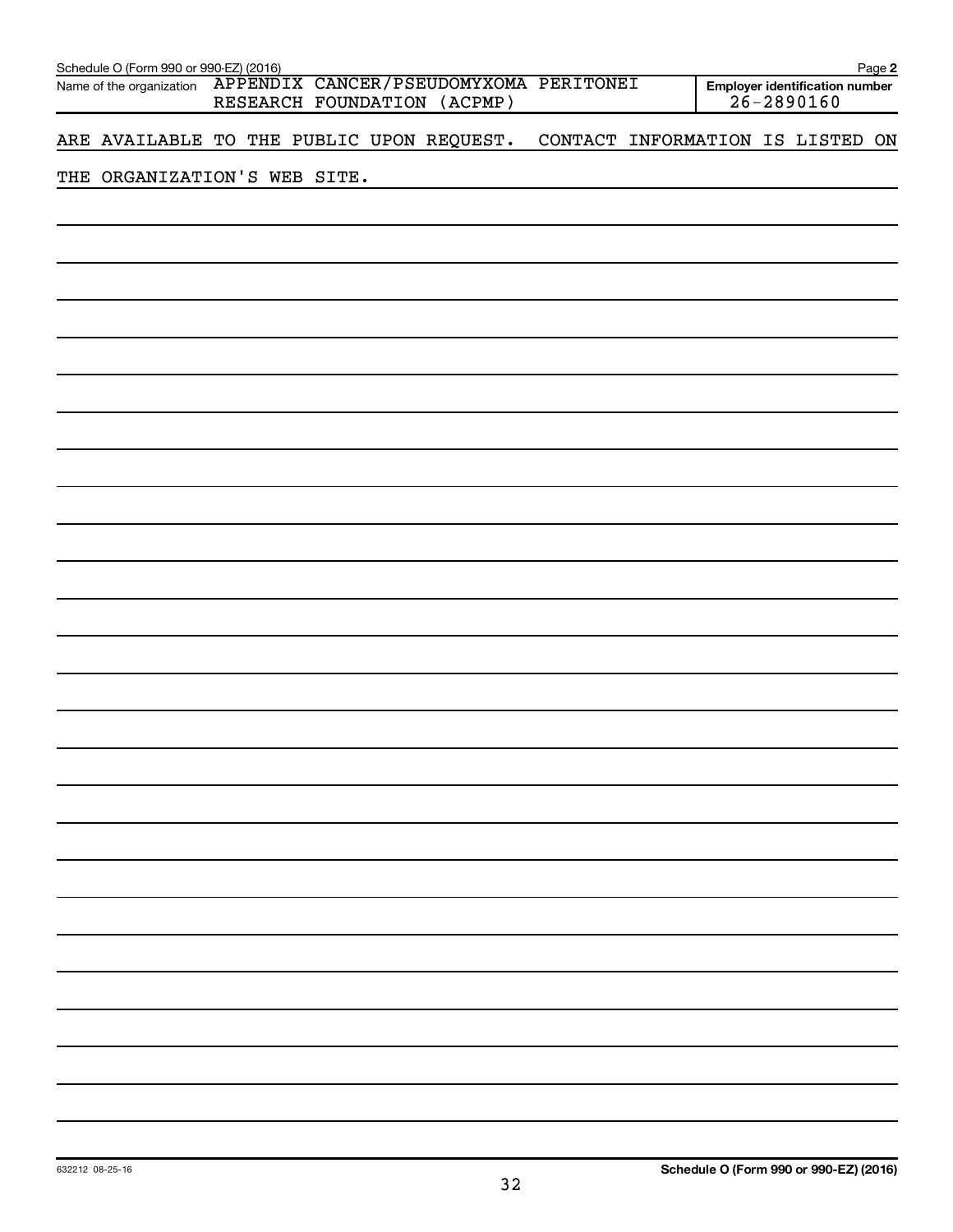Schedule O (Form 990 or 990-EZ) (2016)

Name of the organization APPENDIX CANCER/PSEUDOMYXOMA PERITONEI RESEARCH FOUNDATION (ACPMP)

**Employer identification number** 26-2890160

ARE AVAILABLE TO THE PUBLIC UPON REQUEST. CONTACT INFORMATION IS LISTED ON THE ORGANIZATION'S WEB SITE.

632212 08-25-16

**Schedule O (Form 990 or 990-EZ) (2016)**